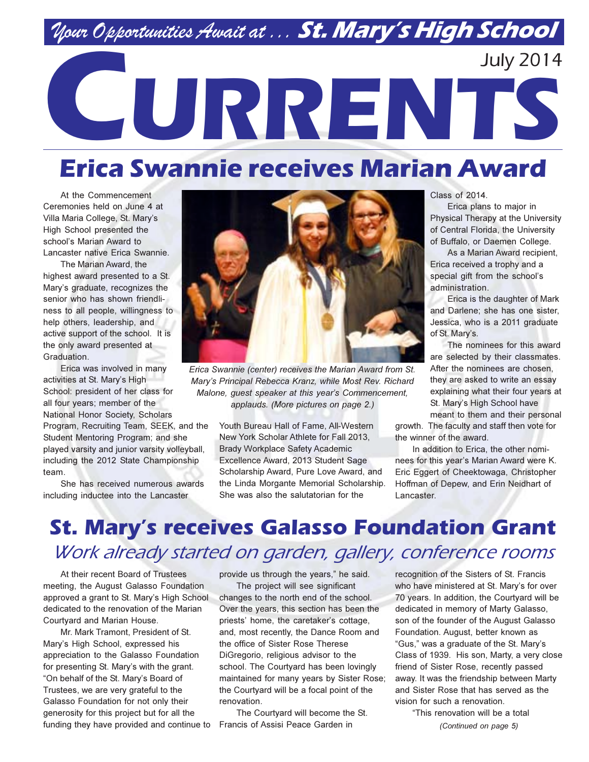*Your Opportunities Await at . . .* **St. Mary's High School**

July 2014

# CURRENTS

## Erica Swannie receives Marian Award

At the Commencement Ceremonies held on June 4 at Villa Maria College, St. Mary's High School presented the school's Marian Award to Lancaster native Erica Swannie.

The Marian Award, the highest award presented to a St. Mary's graduate, recognizes the senior who has shown friendliness to all people, willingness to help others, leadership, and active support of the school. It is the only award presented at Graduation.

Erica was involved in many activities at St. Mary's High School: president of her class for all four years; member of the National Honor Society, Scholars Program, Recruiting Team, SEEK, and the Student Mentoring Program; and she played varsity and junior varsity volleyball, including the 2012 State Championship team.

She has received numerous awards including inductee into the Lancaster Youth Bureau Hall of Fame, All-Western New York Scholar Athlete for Fall 2013, Brady Workplace Safety Academic Excellence Award, 2013 Student Sage Scholarship Award, Pure Love Award, and the Linda Morgante Memorial Scholarship. She was also the salutatorian for the Class of 2014.

*Erica Swannie (center) receives the Marian Award from St. Mary's Principal Rebecca Kranz, while Most Rev. Richard Malone, guest speaker at this year's Commencement, applauds. (More pictures on page 2.)*

Erica plans to major in Physical Therapy at the University of Central Florida, the University of Buffalo, or Daemen College.

As a Marian Award recipient, Erica received a trophy and a special gift from the school's administration.

Erica is the daughter of Mark and Darlene; she has one sister, Jessica, who is a 2011 graduate of St. Mary's.

The nominees for this award are selected by their classmates. After the nominees are chosen, they are asked to write an essay explaining what their four years at St. Mary's High School have meant to them and their personal growth. The faculty and staff then vote for the winner of the award.

In addition to Erica, the other nominees for this year's Marian Award were K. Eric Eggert of Cheektowaga, Christopher Hoffman of Depew, and Erin Neidhart of Lancaster.

## St. Mary's receives Galasso Foundation Grant

### *Work already started on garden, gallery, conference rooms*

At their recent Board of Trustees meeting, the August Galasso Foundation approved a grant to St. Mary's High School dedicated to the renovation of the Marian Courtyard and Marian House.

Mr. Mark Tramont, President of St. Mary's High School, expressed his appreciation to the Galasso Foundation for presenting St. Mary's with the grant. "On behalf of the St. Mary's Board of Trustees, we are very grateful to the Galasso Foundation for not only their generosity for this project but for all the funding they have provided and continue to provide us through the years," he said.

The project will see significant changes to the north end of the school. Over the years, this section has been the priests' home, the caretaker's cottage, and, most recently, the Dance Room and the office of Sister Rose Therese DiGregorio, religious advisor to the school. The Courtyard has been lovingly maintained for many years by Sister Rose; the Courtyard will be a focal point of the renovation.

The Courtyard will become the St. Francis of Assisi Peace Garden in recognition of the Sisters of St. Francis who have ministered at St. Mary's for over 70 years. In addition, the Courtyard will be dedicated in memory of Marty Galasso, son of the founder of the August Galasso Foundation. August, better known as "Gus," was a graduate of the St. Mary's Class of 1939. His son, Marty, a very close friend of Sister Rose, recently passed away. It was the friendship between Marty and Sister Rose that has served as the vision for such a renovation.

"This renovation will be a total

*(Continued on page 5)*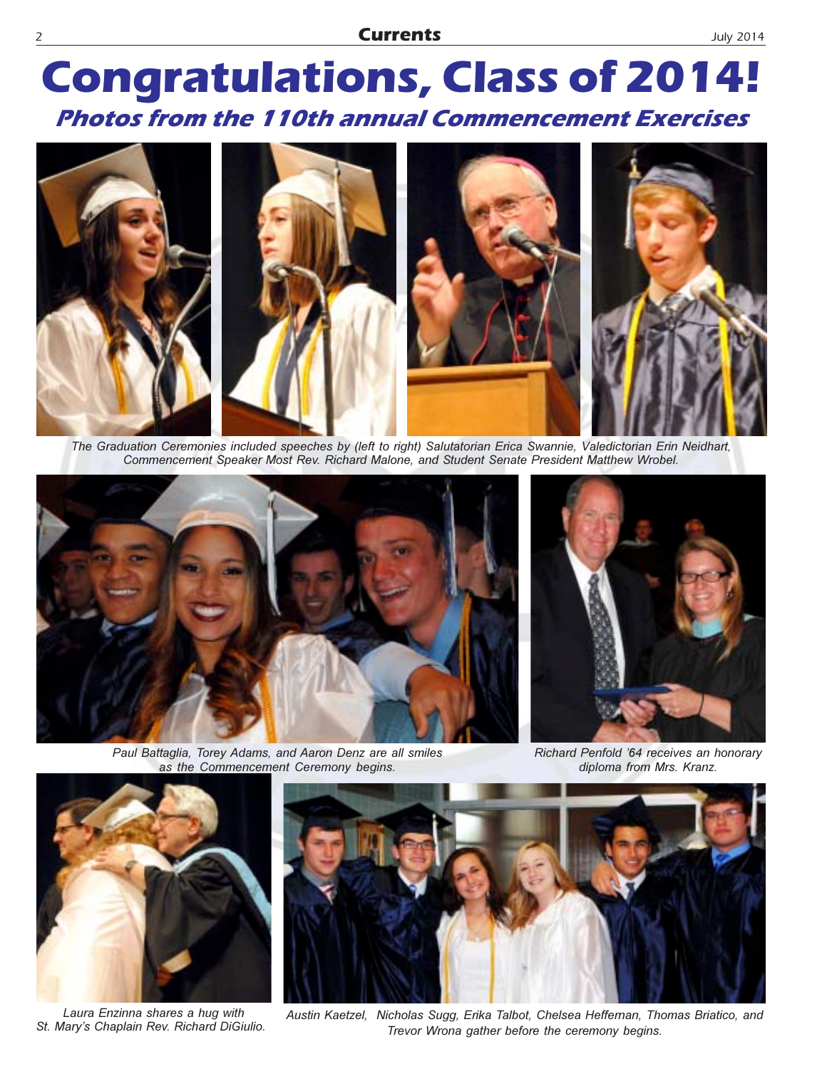# Congratulations, Class of 2014!

## *Photos from the 110th annual Commencement Exercises*

*The Graduation Ceremonies included speeches by (left to right) Salutatorian Erica Swannie, Valedictorian Erin Neidhart, Commencement Speaker Most Rev. Richard Malone, and Student Senate President Matthew Wrobel.*

*Paul Battaglia, Torey Adams, and Aaron Denz are all smiles as the Commencement Ceremony begins.*

*Richard Penfold '64 receives an honorary diploma from Mrs. Kranz.*

*Laura Enzinna shares a hug with St. Mary's Chaplain Rev. Richard DiGiulio.*

*Austin Kaetzel, Nicholas Sugg, Erika Talbot, Chelsea Heffernan, Thomas Briatico, and Trevor Wrona gather before the ceremony begins.*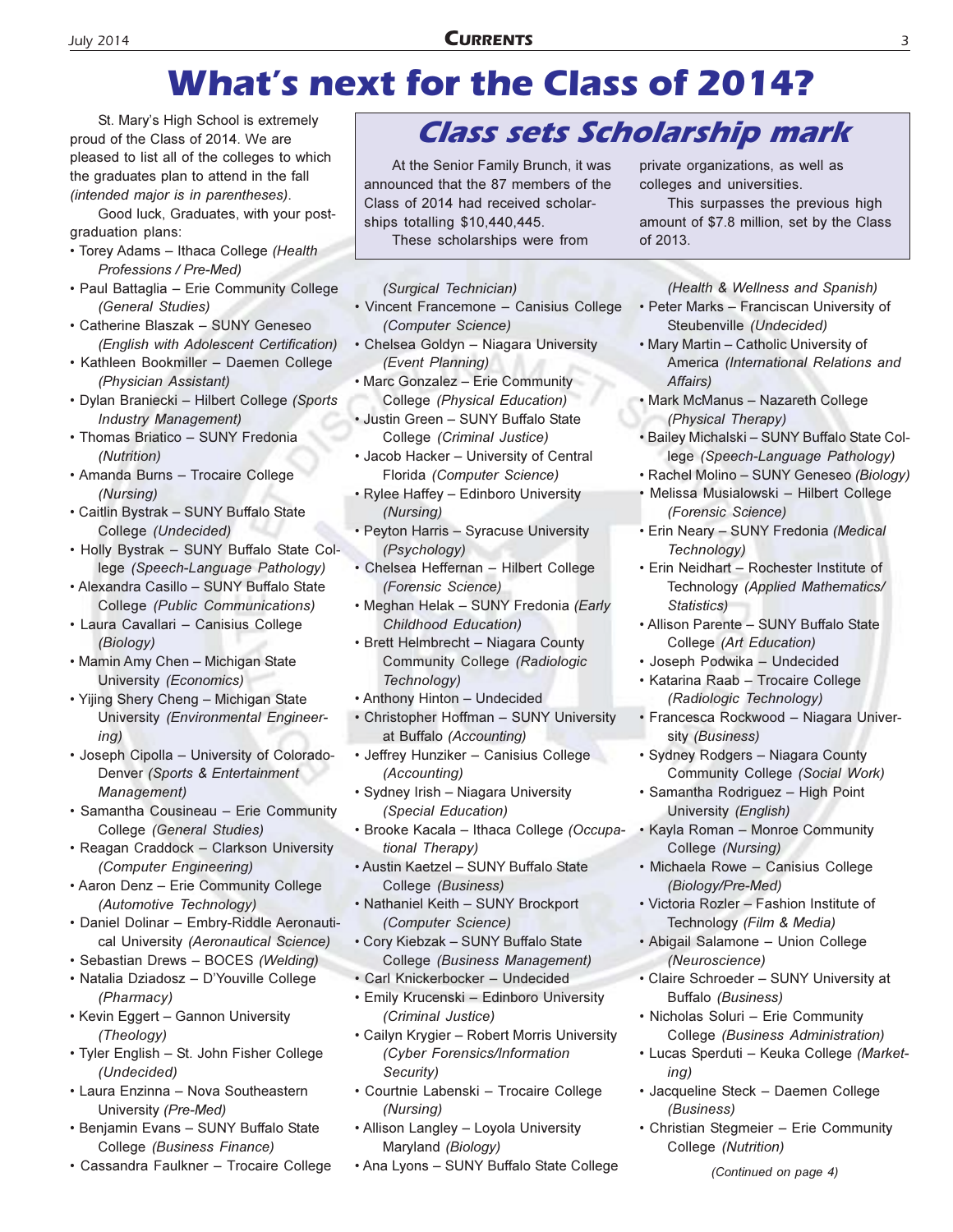# What's next for the Class of 2014?

St. Mary's High School is extremely proud of the Class of 2014. We are pleased to list all of the colleges to which the graduates plan to attend in the fall *(intended major is in parentheses)*.

Good luck, Graduates, with your post-graduation plans:

## Class sets Scholarship mark

At the Senior Family Brunch, it was announced that the 87 members of the Class of 2014 had received scholarships totalling $10,440,445.

These scholarships were from private organizations, as well as colleges and universities.

This surpasses the previous high amount of $7.8 million, set by the Class of 2013.

- Torey Adams – Ithaca College *(Health Professions / Pre-Med)*
- Paul Battaglia – Erie Community College *(General Studies)*
- Catherine Blaszak – SUNY Geneseo *(English with Adolescent Certification)*
- Kathleen Bookmiller – Daemen College *(Physician Assistant)*
- Dylan Braniecki – Hilbert College *(Sports Industry Management)*
- Thomas Briatico – SUNY Fredonia *(Nutrition)*
- Amanda Burns – Trocaire College *(Nursing)*
- Caitlin Bystrak – SUNY Buffalo State College *(Undecided)*
- Holly Bystrak – SUNY Buffalo State College *(Speech-Language Pathology)*
- Alexandra Casillo – SUNY Buffalo State College *(Public Communications)*
- Laura Cavallari – Canisius College *(Biology)*
- Mamin Amy Chen – Michigan State University *(Economics)*
- Yijing Shery Cheng – Michigan State University *(Environmental Engineering)*
- Joseph Cipolla – University of Colorado-Denver *(Sports & Entertainment Management)*
- Samantha Cousineau – Erie Community College *(General Studies)*
- Reagan Craddock – Clarkson University *(Computer Engineering)*
- Aaron Denz – Erie Community College *(Automotive Technology)*
- Daniel Dolinar – Embry-Riddle Aeronautical University *(Aeronautical Science)*
- Sebastian Drews – BOCES *(Welding)*
- Natalia Dziadosz – D'Youville College *(Pharmacy)*
- Kevin Eggert – Gannon University *(Theology)*
- Tyler English – St. John Fisher College *(Undecided)*
- Laura Enzinna – Nova Southeastern University *(Pre-Med)*
- Benjamin Evans – SUNY Buffalo State College *(Business Finance)*
- Cassandra Faulkner – Trocaire College *(Surgical Technician)*
- Vincent Francemone – Canisius College *(Computer Science)*
- Chelsea Goldyn – Niagara University *(Event Planning)*
- Marc Gonzalez – Erie Community College *(Physical Education)*
- Justin Green – SUNY Buffalo State College *(Criminal Justice)*
- Jacob Hacker – University of Central Florida *(Computer Science)*
- Rylee Haffey – Edinboro University *(Nursing)*
- Peyton Harris – Syracuse University *(Psychology)*
- Chelsea Heffernan – Hilbert College *(Forensic Science)*
- Meghan Helak – SUNY Fredonia *(Early Childhood Education)*
- Brett Helmbrecht – Niagara County Community College *(Radiologic Technology)*
- Anthony Hinton – Undecided
- Christopher Hoffman – SUNY University at Buffalo *(Accounting)*
- Jeffrey Hunziker – Canisius College *(Accounting)*
- Sydney Irish – Niagara University *(Special Education)*
- Brooke Kacala – Ithaca College *(Occupational Therapy)*
- Austin Kaetzel – SUNY Buffalo State College *(Business)*
- Nathaniel Keith – SUNY Brockport *(Computer Science)*
- Cory Kiebzak – SUNY Buffalo State College *(Business Management)*
- Carl Knickerbocker – Undecided
- Emily Krucenski – Edinboro University *(Criminal Justice)*
- Cailyn Krygier – Robert Morris University *(Cyber Forensics/Information Security)*
- Courtnie Labenski – Trocaire College *(Nursing)*
- Allison Langley – Loyola University Maryland *(Biology)*
- Ana Lyons – SUNY Buffalo State College *(Health & Wellness and Spanish)*
- Peter Marks – Franciscan University of Steubenville *(Undecided)*
- Mary Martin – Catholic University of America *(International Relations and Affairs)*
- Mark McManus – Nazareth College *(Physical Therapy)*
- Bailey Michalski – SUNY Buffalo State College *(Speech-Language Pathology)*
- Rachel Molino – SUNY Geneseo *(Biology)*
- Melissa Musialowski – Hilbert College *(Forensic Science)*
- Erin Neary – SUNY Fredonia *(Medical Technology)*
- Erin Neidhart – Rochester Institute of Technology *(Applied Mathematics/ Statistics)*
- Allison Parente – SUNY Buffalo State College *(Art Education)*
- Joseph Podwika – Undecided
- Katarina Raab – Trocaire College *(Radiologic Technology)*
- Francesca Rockwood – Niagara University *(Business)*
- Sydney Rodgers – Niagara County Community College *(Social Work)*
- Samantha Rodriguez – High Point University *(English)*
- Kayla Roman – Monroe Community College *(Nursing)*
- Michaela Rowe – Canisius College *(Biology/Pre-Med)*
- Victoria Rozler – Fashion Institute of Technology *(Film & Media)*
- Abigail Salamone – Union College *(Neuroscience)*
- Claire Schroeder – SUNY University at Buffalo *(Business)*
- Nicholas Soluri – Erie Community College *(Business Administration)*
- Lucas Sperduti – Keuka College *(Marketing)*
- Jacqueline Steck – Daemen College *(Business)*
- Christian Stegmeier – Erie Community College *(Nutrition)*

*(Continued on page 4)*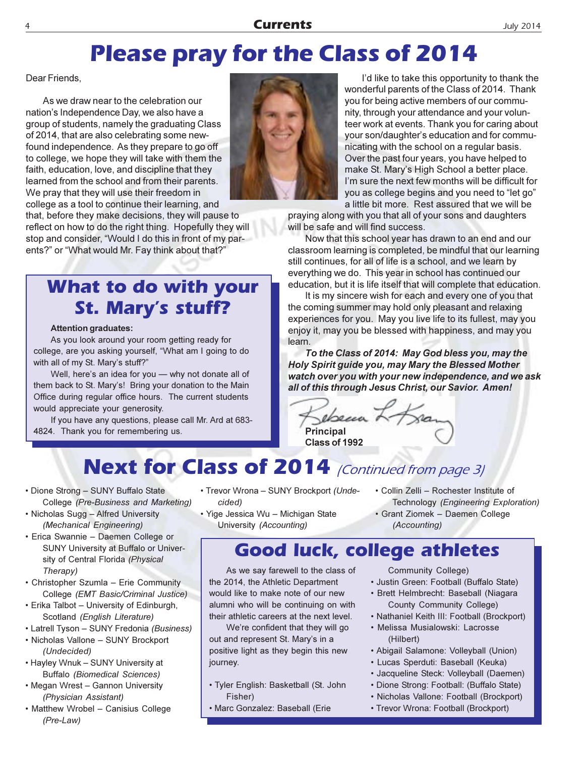# Please pray for the Class of 2014

Dear Friends,

As we draw near to the celebration our nation's Independence Day, we also have a group of students, namely the graduating Class of 2014, that are also celebrating some newfound independence. As they prepare to go off to college, we hope they will take with them the faith, education, love, and discipline that they learned from the school and from their parents. We pray that they will use their freedom in college as a tool to continue their learning, and that, before they make decisions, they will pause to reflect on how to do the right thing. Hopefully they will stop and consider, "Would I do this in front of my parents?" or "What would Mr. Fay think about that?"

I'd like to take this opportunity to thank the wonderful parents of the Class of 2014. Thank you for being active members of our community, through your attendance and your volunteer work at events. Thank you for caring about your son/daughter's education and for communicating with the school on a regular basis. Over the past four years, you have helped to make St. Mary's High School a better place. I'm sure the next few months will be difficult for you as college begins and you need to "let go" a little bit more. Rest assured that we will be praying along with you that all of your sons and daughters will be safe and will find success.

Now that this school year has drawn to an end and our classroom learning is completed, be mindful that our learning still continues, for all of life is a school, and we learn by everything we do. This year in school has continued our education, but it is life itself that will complete that education.

It is my sincere wish for each and every one of you that the coming summer may hold only pleasant and relaxing experiences for you. May you live life to its fullest, may you enjoy it, may you be blessed with happiness, and may you learn.

***To the Class of 2014: May God bless you, may the Holy Spirit guide you, may Mary the Blessed Mother watch over you with your new independence, and we ask all of this through Jesus Christ, our Savior. Amen!***

Rebecca L. Kran
**Principal**
**Class of 1992**

## What to do with your St. Mary's stuff?

**Attention graduates:**

As you look around your room getting ready for college, are you asking yourself, "What am I going to do with all of my St. Mary's stuff?"

Well, here's an idea for you — why not donate all of them back to St. Mary's! Bring your donation to the Main Office during regular office hours. The current students would appreciate your generosity.

If you have any questions, please call Mr. Ard at 683-4824. Thank you for remembering us.

## Next for Class of 2014 *(Continued from page 3)*

- Dione Strong – SUNY Buffalo State College *(Pre-Business and Marketing)*
- Nicholas Sugg – Alfred University *(Mechanical Engineering)*
- Erica Swannie – Daemen College or SUNY University at Buffalo or University of Central Florida *(Physical Therapy)*
- Christopher Szumla – Erie Community College *(EMT Basic/Criminal Justice)*
- Erika Talbot – University of Edinburgh, Scotland *(English Literature)*
- Latrell Tyson – SUNY Fredonia *(Business)*
- Nicholas Vallone – SUNY Brockport *(Undecided)*
- Hayley Wnuk – SUNY University at Buffalo *(Biomedical Sciences)*
- Megan Wrest – Gannon University *(Physician Assistant)*
- Matthew Wrobel – Canisius College *(Pre-Law)*
- Trevor Wrona – SUNY Brockport *(Undecided)*
- Yige Jessica Wu – Michigan State University *(Accounting)*
- Collin Zelli – Rochester Institute of Technology *(Engineering Exploration)*
- Grant Ziomek – Daemen College *(Accounting)*

## Good luck, college athletes

As we say farewell to the class of the 2014, the Athletic Department would like to make note of our new alumni who will be continuing on with their athletic careers at the next level.

We're confident that they will go out and represent St. Mary's in a positive light as they begin this new journey.

- Tyler English: Basketball (St. John Fisher)
- Marc Gonzalez: Baseball (Erie Community College)
- Justin Green: Football (Buffalo State)
- Brett Helmbrecht: Baseball (Niagara County Community College)
- Nathaniel Keith III: Football (Brockport)
- Melissa Musialowski: Lacrosse (Hilbert)
- Abigail Salamone: Volleyball (Union)
- Lucas Sperduti: Baseball (Keuka)
- Jacqueline Steck: Volleyball (Daemen)
- Dione Strong: Football: (Buffalo State)
- Nicholas Vallone: Football (Brockport)
- Trevor Wrona: Football (Brockport)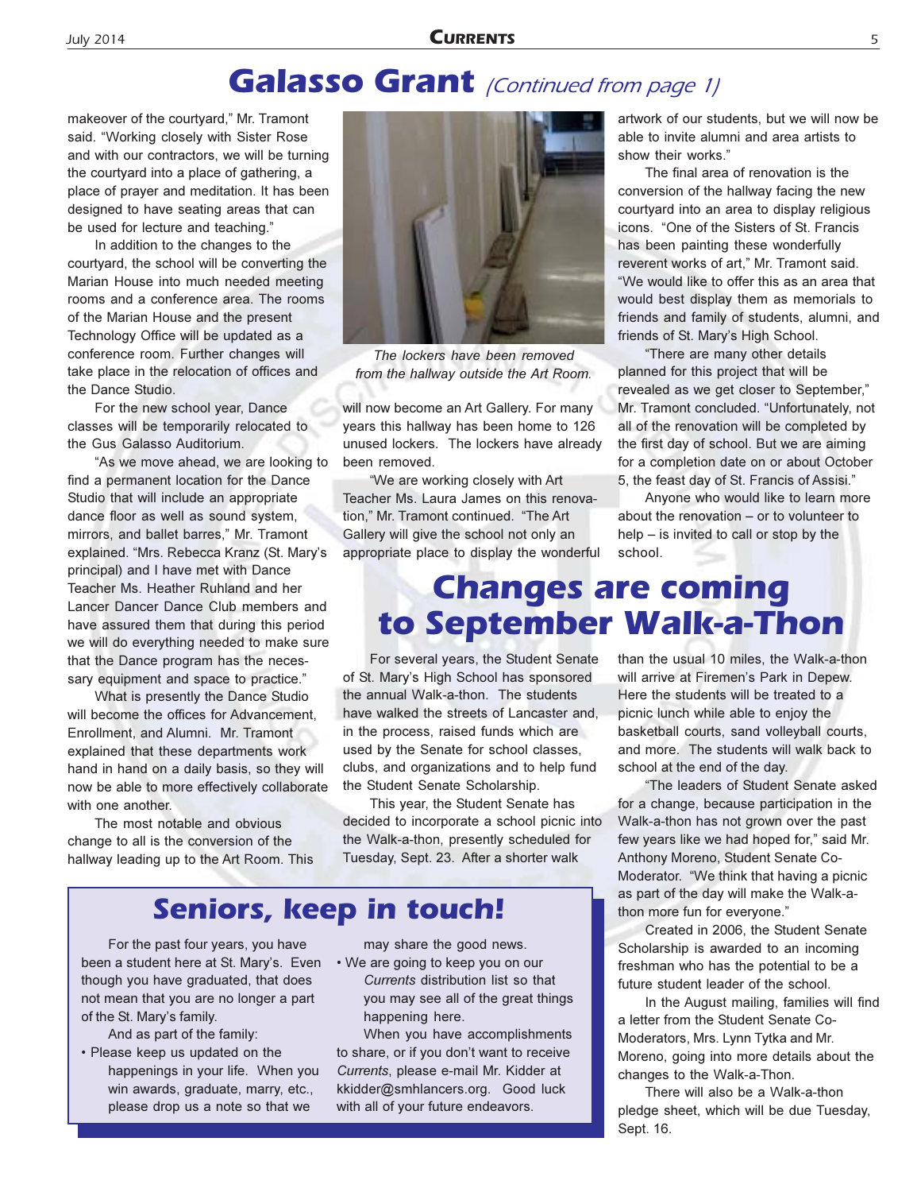# Galasso Grant *(Continued from page 1)*

makeover of the courtyard," Mr. Tramont said. "Working closely with Sister Rose and with our contractors, we will be turning the courtyard into a place of gathering, a place of prayer and meditation. It has been designed to have seating areas that can be used for lecture and teaching."

In addition to the changes to the courtyard, the school will be converting the Marian House into much needed meeting rooms and a conference area. The rooms of the Marian House and the present Technology Office will be updated as a conference room. Further changes will take place in the relocation of offices and the Dance Studio.

For the new school year, Dance classes will be temporarily relocated to the Gus Galasso Auditorium.

"As we move ahead, we are looking to find a permanent location for the Dance Studio that will include an appropriate dance floor as well as sound system, mirrors, and ballet barres," Mr. Tramont explained. "Mrs. Rebecca Kranz (St. Mary's principal) and I have met with Dance Teacher Ms. Heather Ruhland and her Lancer Dancer Dance Club members and have assured them that during this period we will do everything needed to make sure that the Dance program has the necessary equipment and space to practice."

What is presently the Dance Studio will become the offices for Advancement, Enrollment, and Alumni. Mr. Tramont explained that these departments work hand in hand on a daily basis, so they will now be able to more effectively collaborate with one another.

The most notable and obvious change to all is the conversion of the hallway leading up to the Art Room. This will now become an Art Gallery. For many years this hallway has been home to 126 unused lockers. The lockers have already been removed.

*The lockers have been removed from the hallway outside the Art Room.*

"We are working closely with Art Teacher Ms. Laura James on this renovation," Mr. Tramont continued. "The Art Gallery will give the school not only an appropriate place to display the wonderful artwork of our students, but we will now be able to invite alumni and area artists to show their works."

The final area of renovation is the conversion of the hallway facing the new courtyard into an area to display religious icons. "One of the Sisters of St. Francis has been painting these wonderfully reverent works of art," Mr. Tramont said. "We would like to offer this as an area that would best display them as memorials to friends and family of students, alumni, and friends of St. Mary's High School.

"There are many other details planned for this project that will be revealed as we get closer to September," Mr. Tramont concluded. "Unfortunately, not all of the renovation will be completed by the first day of school. But we are aiming for a completion date on or about October 5, the feast day of St. Francis of Assisi."

Anyone who would like to learn more about the renovation – or to volunteer to help – is invited to call or stop by the school.

# Changes are coming to September Walk-a-Thon

For several years, the Student Senate of St. Mary's High School has sponsored the annual Walk-a-thon. The students have walked the streets of Lancaster and, in the process, raised funds which are used by the Senate for school classes, clubs, and organizations and to help fund the Student Senate Scholarship.

This year, the Student Senate has decided to incorporate a school picnic into the Walk-a-thon, presently scheduled for Tuesday, Sept. 23. After a shorter walk than the usual 10 miles, the Walk-a-thon will arrive at Firemen's Park in Depew. Here the students will be treated to a picnic lunch while able to enjoy the basketball courts, sand volleyball courts, and more. The students will walk back to school at the end of the day.

"The leaders of Student Senate asked for a change, because participation in the Walk-a-thon has not grown over the past few years like we had hoped for," said Mr. Anthony Moreno, Student Senate Co-Moderator. "We think that having a picnic as part of the day will make the Walk-a-thon more fun for everyone."

Created in 2006, the Student Senate Scholarship is awarded to an incoming freshman who has the potential to be a future student leader of the school.

In the August mailing, families will find a letter from the Student Senate Co-Moderators, Mrs. Lynn Tytka and Mr. Moreno, going into more details about the changes to the Walk-a-Thon.

There will also be a Walk-a-thon pledge sheet, which will be due Tuesday, Sept. 16.

## Seniors, keep in touch!

For the past four years, you have been a student here at St. Mary's. Even though you have graduated, that does not mean that you are no longer a part of the St. Mary's family.

And as part of the family:

- Please keep us updated on the happenings in your life. When you win awards, graduate, marry, etc., please drop us a note so that we may share the good news.
- We are going to keep you on our *Currents* distribution list so that you may see all of the great things happening here.

When you have accomplishments to share, or if you don't want to receive *Currents*, please e-mail Mr. Kidder at kkidder@smhlancers.org. Good luck with all of your future endeavors.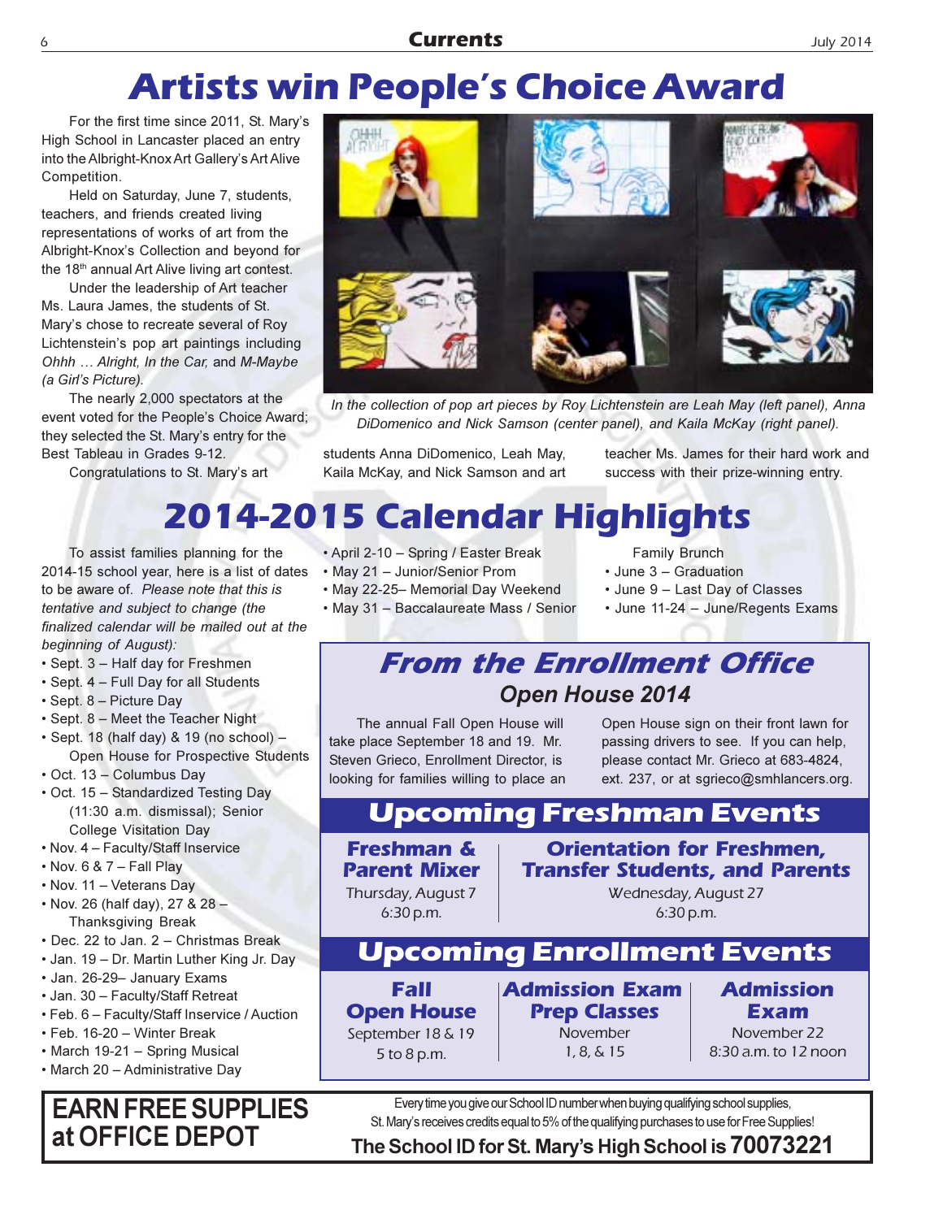# Artists win People's Choice Award

For the first time since 2011, St. Mary's High School in Lancaster placed an entry into the Albright-Knox Art Gallery's Art Alive Competition.

Held on Saturday, June 7, students, teachers, and friends created living representations of works of art from the Albright-Knox's Collection and beyond for the 18th annual Art Alive living art contest.

Under the leadership of Art teacher Ms. Laura James, the students of St. Mary's chose to recreate several of Roy Lichtenstein's pop art paintings including *Ohhh … Alright, In the Car,* and *M-Maybe (a Girl's Picture).*

The nearly 2,000 spectators at the event voted for the People's Choice Award; they selected the St. Mary's entry for the Best Tableau in Grades 9-12.

Congratulations to St. Mary's art students Anna DiDomenico, Leah May, Kaila McKay, and Nick Samson and art teacher Ms. James for their hard work and success with their prize-winning entry.

*In the collection of pop art pieces by Roy Lichtenstein are Leah May (left panel), Anna DiDomenico and Nick Samson (center panel), and Kaila McKay (right panel).*

# 2014-2015 Calendar Highlights

To assist families planning for the 2014-15 school year, here is a list of dates to be aware of. *Please note that this is tentative and subject to change (the finalized calendar will be mailed out at the beginning of August):*

- Sept. 3 – Half day for Freshmen
- Sept. 4 – Full Day for all Students
- Sept. 8 – Picture Day
- Sept. 8 – Meet the Teacher Night
- Sept. 18 (half day) & 19 (no school) – Open House for Prospective Students
- Oct. 13 – Columbus Day
- Oct. 15 – Standardized Testing Day (11:30 a.m. dismissal); Senior College Visitation Day
- Nov. 4 – Faculty/Staff Inservice
- Nov. 6 & 7 – Fall Play
- Nov. 11 – Veterans Day
- Nov. 26 (half day), 27 & 28 – Thanksgiving Break
- Dec. 22 to Jan. 2 – Christmas Break
- Jan. 19 – Dr. Martin Luther King Jr. Day
- Jan. 26-29– January Exams
- Jan. 30 – Faculty/Staff Retreat
- Feb. 6 – Faculty/Staff Inservice / Auction
- Feb. 16-20 – Winter Break
- March 19-21 – Spring Musical
- March 20 – Administrative Day
- April 2-10 – Spring / Easter Break
- May 21 – Junior/Senior Prom
- May 22-25– Memorial Day Weekend
- May 31 – Baccalaureate Mass / Senior Family Brunch
- June 3 – Graduation
- June 9 – Last Day of Classes
- June 11-24 – June/Regents Exams

## *From the Enrollment Office*

### *Open House 2014*

The annual Fall Open House will take place September 18 and 19. Mr. Steven Grieco, Enrollment Director, is looking for families willing to place an Open House sign on their front lawn for passing drivers to see. If you can help, please contact Mr. Grieco at 683-4824, ext. 237, or at sgrieco@smhlancers.org.

## Upcoming Freshman Events

**Freshman & Parent Mixer**
Thursday, August 7
6:30 p.m.

**Orientation for Freshmen, Transfer Students, and Parents**
Wednesday, August 27
6:30 p.m.

## Upcoming Enrollment Events

**Fall Open House**
September 18 & 19
5 to 8 p.m.

**Admission Exam Prep Classes**
November
1, 8, & 15

**Admission Exam**
November 22
8:30 a.m. to 12 noon

## EARN FREE SUPPLIES at OFFICE DEPOT

Every time you give our School ID number when buying qualifying school supplies, St. Mary's receives credits equal to 5% of the qualifying purchases to use for Free Supplies!

**The School ID for St. Mary's High School is 70073221**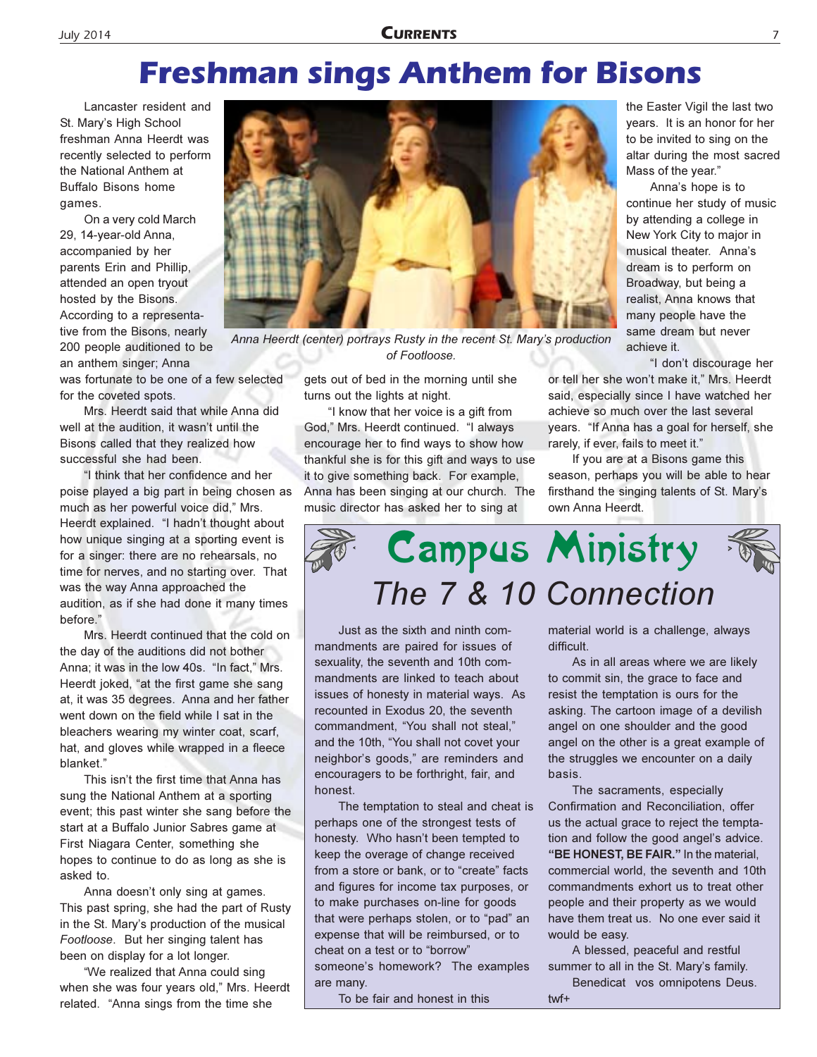# Freshman sings Anthem for Bisons

Lancaster resident and St. Mary's High School freshman Anna Heerdt was recently selected to perform the National Anthem at Buffalo Bisons home games.

On a very cold March 29, 14-year-old Anna, accompanied by her parents Erin and Phillip, attended an open tryout hosted by the Bisons. According to a representative from the Bisons, nearly 200 people auditioned to be an anthem singer; Anna was fortunate to be one of a few selected for the coveted spots.

*Anna Heerdt (center) portrays Rusty in the recent St. Mary's production of Footloose.*

Mrs. Heerdt said that while Anna did well at the audition, it wasn't until the Bisons called that they realized how successful she had been.

"I think that her confidence and her poise played a big part in being chosen as much as her powerful voice did," Mrs. Heerdt explained. "I hadn't thought about how unique singing at a sporting event is for a singer: there are no rehearsals, no time for nerves, and no starting over. That was the way Anna approached the audition, as if she had done it many times before."

Mrs. Heerdt continued that the cold on the day of the auditions did not bother Anna; it was in the low 40s. "In fact," Mrs. Heerdt joked, "at the first game she sang at, it was 35 degrees. Anna and her father went down on the field while I sat in the bleachers wearing my winter coat, scarf, hat, and gloves while wrapped in a fleece blanket."

This isn't the first time that Anna has sung the National Anthem at a sporting event; this past winter she sang before the start at a Buffalo Junior Sabres game at First Niagara Center, something she hopes to continue to do as long as she is asked to.

Anna doesn't only sing at games. This past spring, she had the part of Rusty in the St. Mary's production of the musical *Footloose*. But her singing talent has been on display for a lot longer.

"We realized that Anna could sing when she was four years old," Mrs. Heerdt related. "Anna sings from the time she gets out of bed in the morning until she turns out the lights at night.

"I know that her voice is a gift from God," Mrs. Heerdt continued. "I always encourage her to find ways to show how thankful she is for this gift and ways to use it to give something back. For example, Anna has been singing at our church. The music director has asked her to sing at the Easter Vigil the last two years. It is an honor for her to be invited to sing on the altar during the most sacred Mass of the year."

Anna's hope is to continue her study of music by attending a college in New York City to major in musical theater. Anna's dream is to perform on Broadway, but being a realist, Anna knows that many people have the same dream but never achieve it.

"I don't discourage her or tell her she won't make it," Mrs. Heerdt said, especially since I have watched her achieve so much over the last several years. "If Anna has a goal for herself, she rarely, if ever, fails to meet it."

If you are at a Bisons game this season, perhaps you will be able to hear firsthand the singing talents of St. Mary's own Anna Heerdt.

# Campus Ministry

## The 7 & 10 Connection

Just as the sixth and ninth commandments are paired for issues of sexuality, the seventh and 10th commandments are linked to teach about issues of honesty in material ways. As recounted in Exodus 20, the seventh commandment, "You shall not steal," and the 10th, "You shall not covet your neighbor's goods," are reminders and encouragers to be forthright, fair, and honest.

The temptation to steal and cheat is perhaps one of the strongest tests of honesty. Who hasn't been tempted to keep the overage of change received from a store or bank, or to "create" facts and figures for income tax purposes, or to make purchases on-line for goods that were perhaps stolen, or to "pad" an expense that will be reimbursed, or to cheat on a test or to "borrow" someone's homework? The examples are many.

To be fair and honest in this material world is a challenge, always difficult.

As in all areas where we are likely to commit sin, the grace to face and resist the temptation is ours for the asking. The cartoon image of a devilish angel on one shoulder and the good angel on the other is a great example of the struggles we encounter on a daily basis.

The sacraments, especially Confirmation and Reconciliation, offer us the actual grace to reject the temptation and follow the good angel's advice. **"BE HONEST, BE FAIR."** In the material, commercial world, the seventh and 10th commandments exhort us to treat other people and their property as we would have them treat us. No one ever said it would be easy.

A blessed, peaceful and restful summer to all in the St. Mary's family.

Benedicat vos omnipotens Deus.

twf+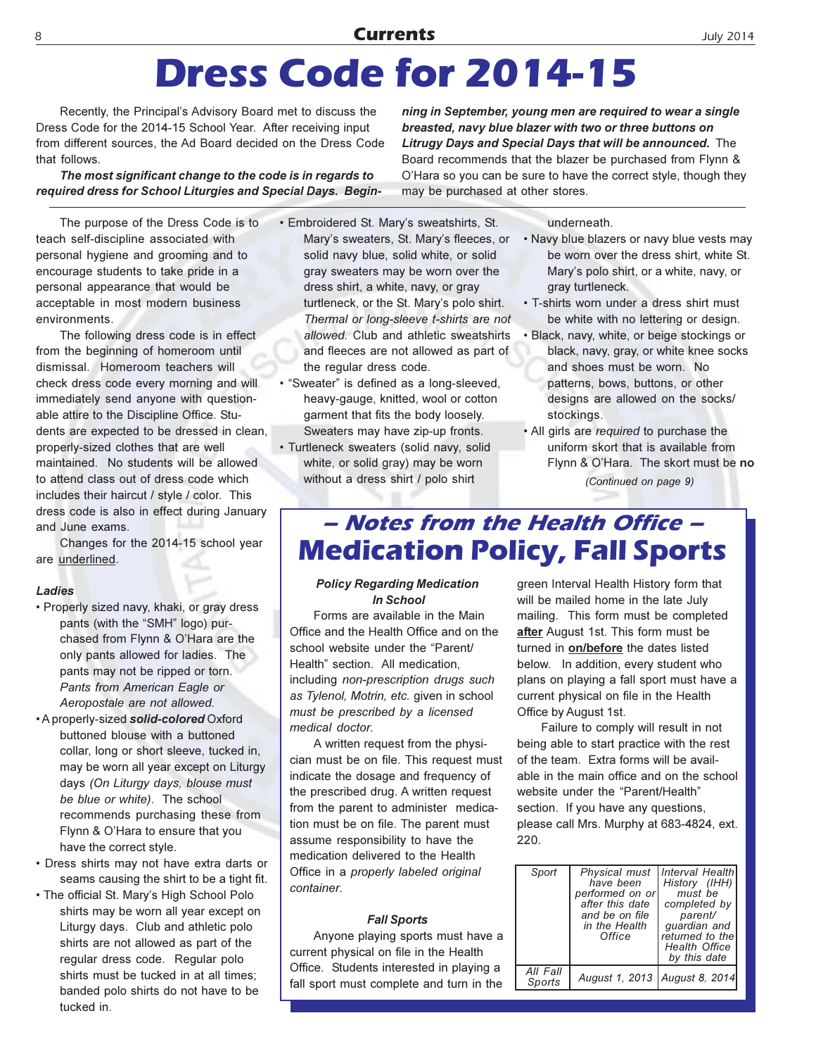# Dress Code for 2014-15

Recently, the Principal's Advisory Board met to discuss the Dress Code for the 2014-15 School Year. After receiving input from different sources, the Ad Board decided on the Dress Code that follows.

***The most significant change to the code is in regards to required dress for School Liturgies and Special Days. Beginning in September, young men are required to wear a single breasted, navy blue blazer with two or three buttons on Litrugy Days and Special Days that will be announced.*** The Board recommends that the blazer be purchased from Flynn & O'Hara so you can be sure to have the correct style, though they may be purchased at other stores.

The purpose of the Dress Code is to teach self-discipline associated with personal hygiene and grooming and to encourage students to take pride in a personal appearance that would be acceptable in most modern business environments.

The following dress code is in effect from the beginning of homeroom until dismissal. Homeroom teachers will check dress code every morning and will immediately send anyone with questionable attire to the Discipline Office. Students are expected to be dressed in clean, properly-sized clothes that are well maintained. No students will be allowed to attend class out of dress code which includes their haircut / style / color. This dress code is also in effect during January and June exams.

Changes for the 2014-15 school year are <u>underlined</u>.

***Ladies***

- Properly sized navy, khaki, or gray dress pants (with the "SMH" logo) purchased from Flynn & O'Hara are the only pants allowed for ladies. The pants may not be ripped or torn. *Pants from American Eagle or Aeropostale are not allowed.*
- A properly-sized ***solid-colored*** Oxford buttoned blouse with a buttoned collar, long or short sleeve, tucked in, may be worn all year except on Liturgy days *(On Liturgy days, blouse must be blue or white)*. The school recommends purchasing these from Flynn & O'Hara to ensure that you have the correct style.
- Dress shirts may not have extra darts or seams causing the shirt to be a tight fit.
- The official St. Mary's High School Polo shirts may be worn all year except on Liturgy days. Club and athletic polo shirts are not allowed as part of the regular dress code. Regular polo shirts must be tucked in at all times; banded polo shirts do not have to be tucked in.
- Embroidered St. Mary's sweatshirts, St. Mary's sweaters, St. Mary's fleeces, or solid navy blue, solid white, or solid gray sweaters may be worn over the dress shirt, a white, navy, or gray turtleneck, or the St. Mary's polo shirt. *Thermal or long-sleeve t-shirts are not allowed.* Club and athletic sweatshirts and fleeces are not allowed as part of the regular dress code.
- "Sweater" is defined as a long-sleeved, heavy-gauge, knitted, wool or cotton garment that fits the body loosely. Sweaters may have zip-up fronts.
- Turtleneck sweaters (solid navy, solid white, or solid gray) may be worn without a dress shirt / polo shirt underneath.
- Navy blue blazers or navy blue vests may be worn over the dress shirt, white St. Mary's polo shirt, or a white, navy, or gray turtleneck.
- T-shirts worn under a dress shirt must be white with no lettering or design.
- Black, navy, white, or beige stockings or black, navy, gray, or white knee socks and shoes must be worn. No patterns, bows, buttons, or other designs are allowed on the socks/ stockings.
- All girls are *required* to purchase the uniform skort that is available from Flynn & O'Hara. The skort must be **no**

*(Continued on page 9)*

## – Notes from the Health Office –
## Medication Policy, Fall Sports

***Policy Regarding Medication In School***

Forms are available in the Main Office and the Health Office and on the school website under the "Parent/ Health" section. All medication, including *non-prescription drugs such as Tylenol, Motrin, etc.* given in school *must be prescribed by a licensed medical doctor.*

A written request from the physician must be on file. This request must indicate the dosage and frequency of the prescribed drug. A written request from the parent to administer medication must be on file. The parent must assume responsibility to have the medication delivered to the Health Office in a *properly labeled original container*.

***Fall Sports***

Anyone playing sports must have a current physical on file in the Health Office. Students interested in playing a fall sport must complete and turn in the green Interval Health History form that will be mailed home in the late July mailing. This form must be completed **<u>after</u>** August 1st. This form must be turned in **<u>on/before</u>** the dates listed below. In addition, every student who plans on playing a fall sport must have a current physical on file in the Health Office by August 1st.

Failure to comply will result in not being able to start practice with the rest of the team. Extra forms will be available in the main office and on the school website under the "Parent/Health" section. If you have any questions, please call Mrs. Murphy at 683-4824, ext. 220.

| *Sport* | *Physical must have been performed on or after this date and be on file in the Health Office* | *Interval Health History (IHH) must be completed by parent/ guardian and returned to the Health Office by this date* |
|---|---|---|
| *All Fall Sports* | *August 1, 2013* | *August 8, 2014* |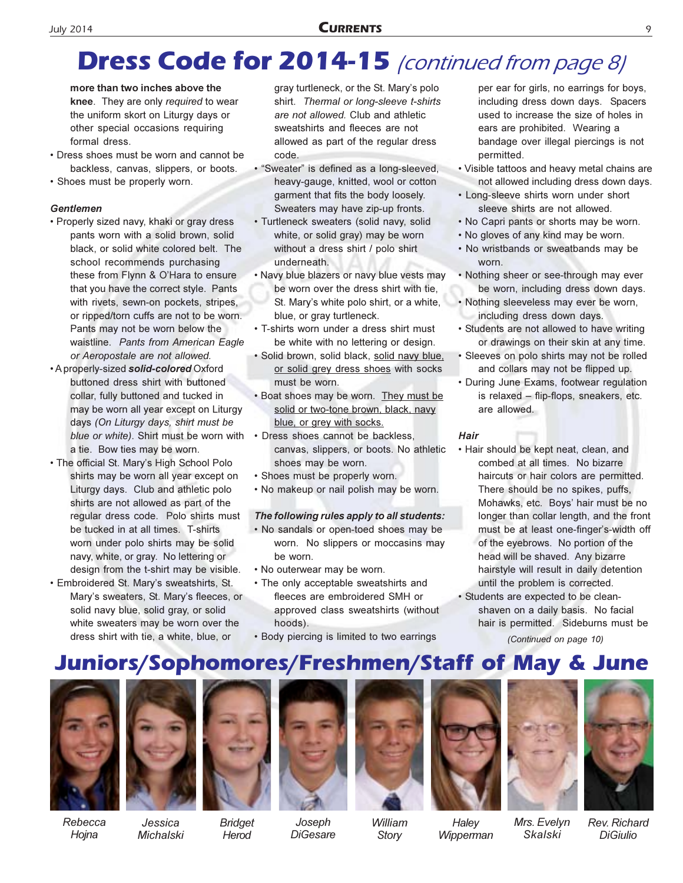# Dress Code for 2014-15 *(continued from page 8)*

**more than two inches above the knee**. They are only *required* to wear the uniform skort on Liturgy days or other special occasions requiring formal dress.

- Dress shoes must be worn and cannot be backless, canvas, slippers, or boots.
- Shoes must be properly worn.

***Gentlemen***

- Properly sized navy, khaki or gray dress pants worn with a solid brown, solid black, or solid white colored belt. The school recommends purchasing these from Flynn & O'Hara to ensure that you have the correct style. Pants with rivets, sewn-on pockets, stripes, or ripped/torn cuffs are not to be worn. Pants may not be worn below the waistline. *Pants from American Eagle or Aeropostale are not allowed.*
- A properly-sized ***solid-colored*** Oxford buttoned dress shirt with buttoned collar, fully buttoned and tucked in may be worn all year except on Liturgy days *(On Liturgy days, shirt must be blue or white)*. Shirt must be worn with a tie. Bow ties may be worn.
- The official St. Mary's High School Polo shirts may be worn all year except on Liturgy days. Club and athletic polo shirts are not allowed as part of the regular dress code. Polo shirts must be tucked in at all times. T-shirts worn under polo shirts may be solid navy, white, or gray. No lettering or design from the t-shirt may be visible.
- Embroidered St. Mary's sweatshirts, St. Mary's sweaters, St. Mary's fleeces, or solid navy blue, solid gray, or solid white sweaters may be worn over the dress shirt with tie, a white, blue, or gray turtleneck, or the St. Mary's polo shirt. *Thermal or long-sleeve t-shirts are not allowed.* Club and athletic sweatshirts and fleeces are not allowed as part of the regular dress code.
- "Sweater" is defined as a long-sleeved, heavy-gauge, knitted, wool or cotton garment that fits the body loosely. Sweaters may have zip-up fronts.
- Turtleneck sweaters (solid navy, solid white, or solid gray) may be worn without a dress shirt / polo shirt underneath.
- Navy blue blazers or navy blue vests may be worn over the dress shirt with tie, St. Mary's white polo shirt, or a white, blue, or gray turtleneck.
- T-shirts worn under a dress shirt must be white with no lettering or design.
- Solid brown, solid black, <u>solid navy blue, or solid grey dress shoes</u> with socks must be worn.
- Boat shoes may be worn. <u>They must be solid or two-tone brown, black, navy blue, or grey with socks.</u>
- Dress shoes cannot be backless, canvas, slippers, or boots. No athletic shoes may be worn.
- Shoes must be properly worn.
- No makeup or nail polish may be worn.

***The following rules apply to all students:***

- No sandals or open-toed shoes may be worn. No slippers or moccasins may be worn.
- No outerwear may be worn.
- The only acceptable sweatshirts and fleeces are embroidered SMH or approved class sweatshirts (without hoods).
- Body piercing is limited to two earrings per ear for girls, no earrings for boys, including dress down days. Spacers used to increase the size of holes in ears are prohibited. Wearing a bandage over illegal piercings is not permitted.
- Visible tattoos and heavy metal chains are not allowed including dress down days.
- Long-sleeve shirts worn under short sleeve shirts are not allowed.
- No Capri pants or shorts may be worn.
- No gloves of any kind may be worn.
- No wristbands or sweatbands may be worn.
- Nothing sheer or see-through may ever be worn, including dress down days.
- Nothing sleeveless may ever be worn, including dress down days.
- Students are not allowed to have writing or drawings on their skin at any time.
- Sleeves on polo shirts may not be rolled and collars may not be flipped up.
- During June Exams, footwear regulation is relaxed – flip-flops, sneakers, etc. are allowed.

***Hair***

- Hair should be kept neat, clean, and combed at all times. No bizarre haircuts or hair colors are permitted. There should be no spikes, puffs, Mohawks, etc. Boys' hair must be no longer than collar length, and the front must be at least one-finger's-width off of the eyebrows. No portion of the head will be shaved. Any bizarre hairstyle will result in daily detention until the problem is corrected.
- Students are expected to be clean-shaven on a daily basis. No facial hair is permitted. Sideburns must be

*(Continued on page 10)*

# Juniors/Sophomores/Freshmen/Staff of May & June

*Rebecca Hojna*

*Jessica Michalski*

*Bridget Herod*

*Joseph DiGesare*

*William Story*

*Haley Wipperman*

*Mrs. Evelyn Skalski*

*Rev. Richard DiGiulio*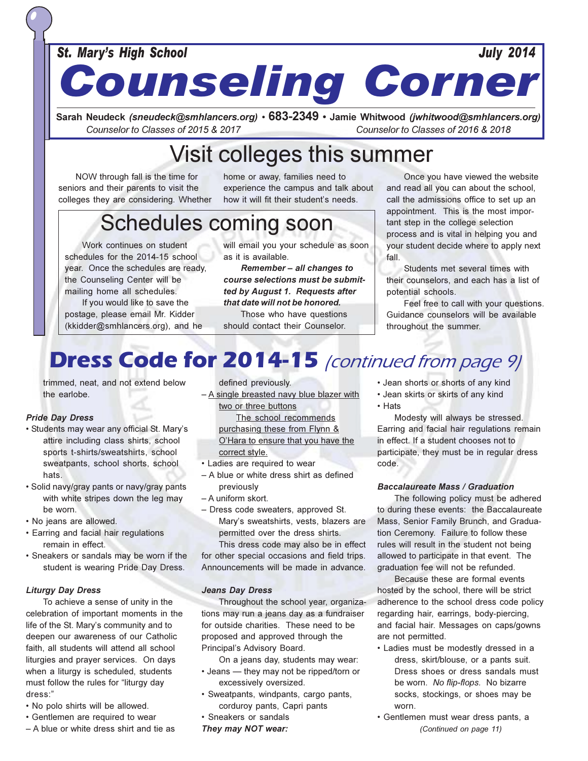St. Mary's High School — July 2014

# Counseling Corner

**Sarah Neudeck** *(sneudeck@smhlancers.org)* • **683-2349** • **Jamie Whitwood** *(jwhitwood@smhlancers.org)*
*Counselor to Classes of 2015 & 2017* — *Counselor to Classes of 2016 & 2018*

## Visit colleges this summer

NOW through fall is the time for seniors and their parents to visit the colleges they are considering. Whether home or away, families need to experience the campus and talk about how it will fit their student's needs.

Once you have viewed the website and read all you can about the school, call the admissions office to set up an appointment. This is the most important step in the college selection process and is vital in helping you and your student decide where to apply next fall.

Students met several times with their counselors, and each has a list of potential schools.

Feel free to call with your questions. Guidance counselors will be available throughout the summer.

## Schedules coming soon

Work continues on student schedules for the 2014-15 school year. Once the schedules are ready, the Counseling Center will be mailing home all schedules.

If you would like to save the postage, please email Mr. Kidder (kkidder@smhlancers.org), and he will email you your schedule as soon as it is available.

***Remember – all changes to course selections must be submitted by August 1. Requests after that date will not be honored.***

Those who have questions should contact their Counselor.

## Dress Code for 2014-15 *(continued from page 9)*

trimmed, neat, and not extend below the earlobe.

***Pride Day Dress***

- Students may wear any official St. Mary's attire including class shirts, school sports t-shirts/sweatshirts, school sweatpants, school shorts, school hats.
- Solid navy/gray pants or navy/gray pants with white stripes down the leg may be worn.
- No jeans are allowed.
- Earring and facial hair regulations remain in effect.
- Sneakers or sandals may be worn if the student is wearing Pride Day Dress.

***Liturgy Day Dress***

To achieve a sense of unity in the celebration of important moments in the life of the St. Mary's community and to deepen our awareness of our Catholic faith, all students will attend all school liturgies and prayer services. On days when a liturgy is scheduled, students must follow the rules for "liturgy day dress:"

- No polo shirts will be allowed.
- Gentlemen are required to wear
  - – A blue or white dress shirt and tie as defined previously.
  - – A single breasted navy blue blazer with two or three buttons

    The school recommends purchasing these from Flynn & O'Hara to ensure that you have the correct style.
- Ladies are required to wear
  - – A blue or white dress shirt as defined previously
  - – A uniform skort.
  - – Dress code sweaters, approved St. Mary's sweatshirts, vests, blazers are permitted over the dress shirts.

This dress code may also be in effect for other special occasions and field trips. Announcements will be made in advance.

***Jeans Day Dress***

Throughout the school year, organizations may run a jeans day as a fundraiser for outside charities. These need to be proposed and approved through the Principal's Advisory Board.

On a jeans day, students may wear:

- Jeans — they may not be ripped/torn or excessively oversized.
- Sweatpants, windpants, cargo pants, corduroy pants, Capri pants
- Sneakers or sandals

***They may NOT wear:***

- Jean shorts or shorts of any kind
- Jean skirts or skirts of any kind
- Hats

Modesty will always be stressed. Earring and facial hair regulations remain in effect. If a student chooses not to participate, they must be in regular dress code.

***Baccalaureate Mass / Graduation***

The following policy must be adhered to during these events: the Baccalaureate Mass, Senior Family Brunch, and Graduation Ceremony. Failure to follow these rules will result in the student not being allowed to participate in that event. The graduation fee will not be refunded.

Because these are formal events hosted by the school, there will be strict adherence to the school dress code policy regarding hair, earrings, body-piercing, and facial hair. Messages on caps/gowns are not permitted.

- Ladies must be modestly dressed in a dress, skirt/blouse, or a pants suit. Dress shoes or dress sandals must be worn. *No flip-flops.* No bizarre socks, stockings, or shoes may be worn.
- Gentlemen must wear dress pants, a

*(Continued on page 11)*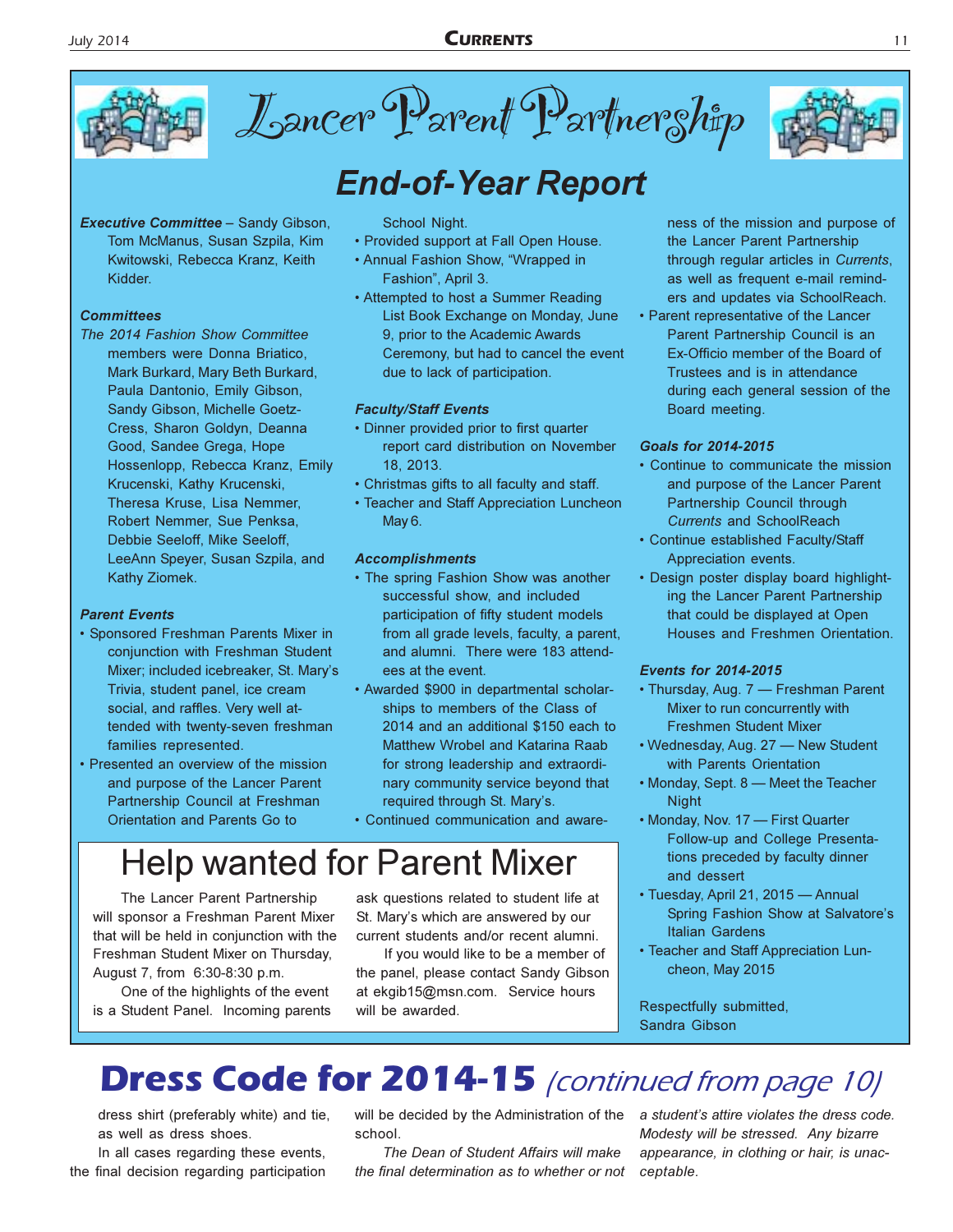# Lancer Parent Partnership

## End-of-Year Report

***Executive Committee*** – Sandy Gibson, Tom McManus, Susan Szpila, Kim Kwitowski, Rebecca Kranz, Keith Kidder.

### *Committees*

*The 2014 Fashion Show Committee* members were Donna Briatico, Mark Burkard, Mary Beth Burkard, Paula Dantonio, Emily Gibson, Sandy Gibson, Michelle Goetz-Cress, Sharon Goldyn, Deanna Good, Sandee Grega, Hope Hossenlopp, Rebecca Kranz, Emily Krucenski, Kathy Krucenski, Theresa Kruse, Lisa Nemmer, Robert Nemmer, Sue Penksa, Debbie Seeloff, Mike Seeloff, LeeAnn Speyer, Susan Szpila, and Kathy Ziomek.

### *Parent Events*

- Sponsored Freshman Parents Mixer in conjunction with Freshman Student Mixer; included icebreaker, St. Mary's Trivia, student panel, ice cream social, and raffles. Very well attended with twenty-seven freshman families represented.
- Presented an overview of the mission and purpose of the Lancer Parent Partnership Council at Freshman Orientation and Parents Go to School Night.
- Provided support at Fall Open House.
- Annual Fashion Show, "Wrapped in Fashion", April 3.
- Attempted to host a Summer Reading List Book Exchange on Monday, June 9, prior to the Academic Awards Ceremony, but had to cancel the event due to lack of participation.

### *Faculty/Staff Events*

- Dinner provided prior to first quarter report card distribution on November 18, 2013.
- Christmas gifts to all faculty and staff.
- Teacher and Staff Appreciation Luncheon May 6.

### *Accomplishments*

- The spring Fashion Show was another successful show, and included participation of fifty student models from all grade levels, faculty, a parent, and alumni. There were 183 attendees at the event.
- Awarded $900 in departmental scholarships to members of the Class of 2014 and an additional $150 each to Matthew Wrobel and Katarina Raab for strong leadership and extraordinary community service beyond that required through St. Mary's.
- Continued communication and awareness of the mission and purpose of the Lancer Parent Partnership through regular articles in *Currents*, as well as frequent e-mail reminders and updates via SchoolReach.
- Parent representative of the Lancer Parent Partnership Council is an Ex-Officio member of the Board of Trustees and is in attendance during each general session of the Board meeting.

### *Goals for 2014-2015*

- Continue to communicate the mission and purpose of the Lancer Parent Partnership Council through *Currents* and SchoolReach
- Continue established Faculty/Staff Appreciation events.
- Design poster display board highlighting the Lancer Parent Partnership that could be displayed at Open Houses and Freshmen Orientation.

### *Events for 2014-2015*

- Thursday, Aug. 7 — Freshman Parent Mixer to run concurrently with Freshmen Student Mixer
- Wednesday, Aug. 27 — New Student with Parents Orientation
- Monday, Sept. 8 — Meet the Teacher Night
- Monday, Nov. 17 — First Quarter Follow-up and College Presentations preceded by faculty dinner and dessert
- Tuesday, April 21, 2015 — Annual Spring Fashion Show at Salvatore's Italian Gardens
- Teacher and Staff Appreciation Luncheon, May 2015

Respectfully submitted,
Sandra Gibson

## Help wanted for Parent Mixer

The Lancer Parent Partnership will sponsor a Freshman Parent Mixer that will be held in conjunction with the Freshman Student Mixer on Thursday, August 7, from 6:30-8:30 p.m.

One of the highlights of the event is a Student Panel. Incoming parents ask questions related to student life at St. Mary's which are answered by our current students and/or recent alumni.

If you would like to be a member of the panel, please contact Sandy Gibson at ekgib15@msn.com. Service hours will be awarded.

# Dress Code for 2014-15 *(continued from page 10)*

dress shirt (preferably white) and tie, as well as dress shoes.

In all cases regarding these events, the final decision regarding participation will be decided by the Administration of the school.

*The Dean of Student Affairs will make the final determination as to whether or not a student's attire violates the dress code. Modesty will be stressed. Any bizarre appearance, in clothing or hair, is unacceptable.*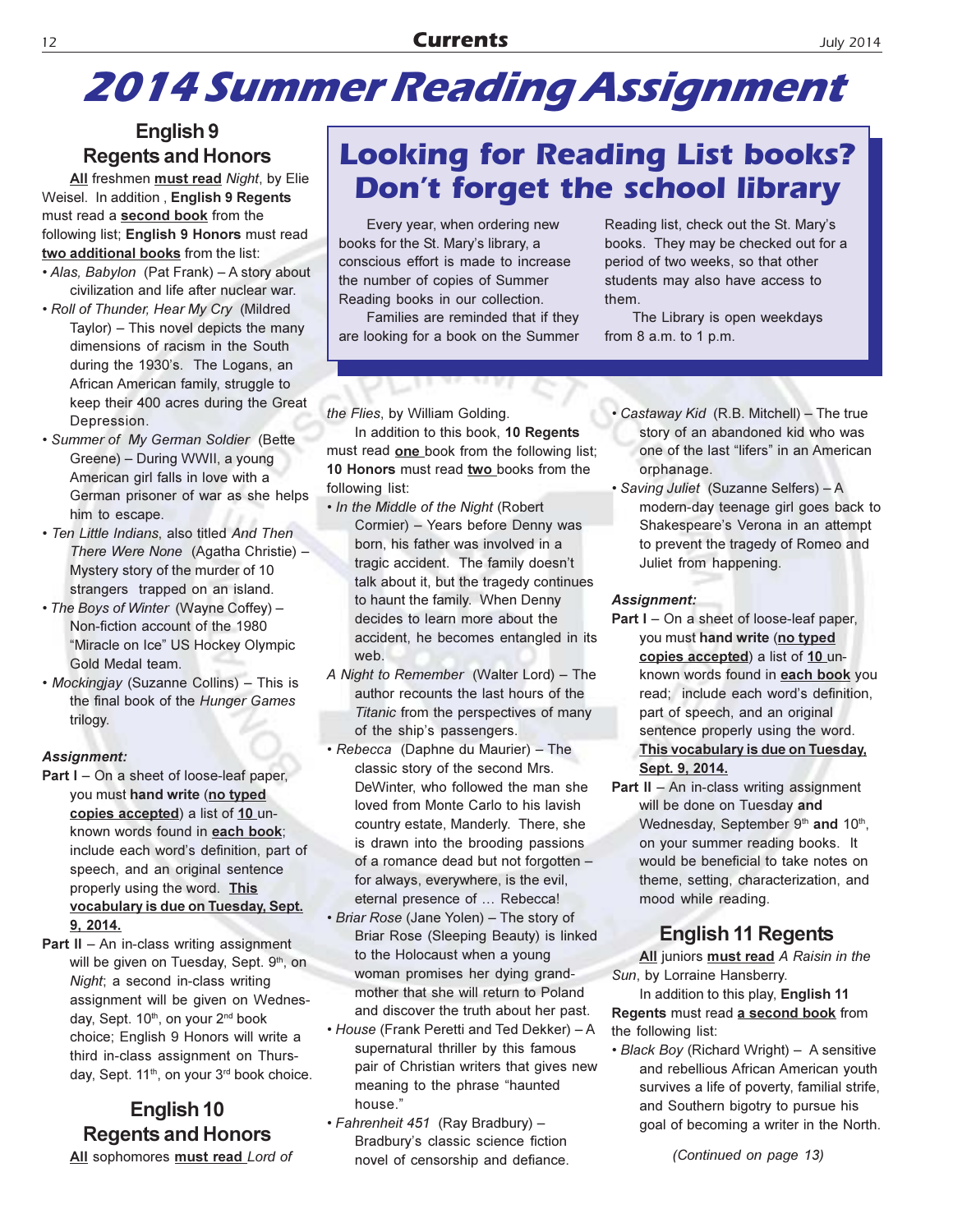# 2014 Summer Reading Assignment

## English 9 Regents and Honors

**<u>All</u>** freshmen **<u>must read</u>** *Night*, by Elie Weisel. In addition , **English 9 Regents** must read a **<u>second book</u>** from the following list; **English 9 Honors** must read **<u>two additional books</u>** from the list:

- *Alas, Babylon* (Pat Frank) – A story about civilization and life after nuclear war.
- *Roll of Thunder, Hear My Cry* (Mildred Taylor) – This novel depicts the many dimensions of racism in the South during the 1930's. The Logans, an African American family, struggle to keep their 400 acres during the Great Depression.
- *Summer of My German Soldier* (Bette Greene) – During WWII, a young American girl falls in love with a German prisoner of war as she helps him to escape.
- *Ten Little Indians*, also titled *And Then There Were None* (Agatha Christie) – Mystery story of the murder of 10 strangers trapped on an island.
- *The Boys of Winter* (Wayne Coffey) – Non-fiction account of the 1980 "Miracle on Ice" US Hockey Olympic Gold Medal team.
- *Mockingjay* (Suzanne Collins) – This is the final book of the *Hunger Games* trilogy.

***Assignment:***

**Part I** – On a sheet of loose-leaf paper, you must **hand write** (**<u>no typed copies accepted</u>**) a list of **<u>10</u>** unknown words found in **<u>each book</u>**; include each word's definition, part of speech, and an original sentence properly using the word. **<u>This vocabulary is due on Tuesday, Sept. 9, 2014.</u>**

**Part II** – An in-class writing assignment will be given on Tuesday, Sept. 9th, on *Night*; a second in-class writing assignment will be given on Wednesday, Sept. 10th, on your 2nd book choice; English 9 Honors will write a third in-class assignment on Thursday, Sept. 11th, on your 3rd book choice.

## English 10 Regents and Honors

**<u>All</u>** sophomores **<u>must read</u>** *Lord of the Flies*, by William Golding.

In addition to this book, **10 Regents** must read **<u>one</u>** book from the following list; **10 Honors** must read **<u>two</u>** books from the following list:

- *In the Middle of the Night* (Robert Cormier) – Years before Denny was born, his father was involved in a tragic accident. The family doesn't talk about it, but the tragedy continues to haunt the family. When Denny decides to learn more about the accident, he becomes entangled in its web.
- *A Night to Remember* (Walter Lord) – The author recounts the last hours of the *Titanic* from the perspectives of many of the ship's passengers.
- *Rebecca* (Daphne du Maurier) – The classic story of the second Mrs. DeWinter, who followed the man she loved from Monte Carlo to his lavish country estate, Manderly. There, she is drawn into the brooding passions of a romance dead but not forgotten – for always, everywhere, is the evil, eternal presence of … Rebecca!
- *Briar Rose* (Jane Yolen) – The story of Briar Rose (Sleeping Beauty) is linked to the Holocaust when a young woman promises her dying grandmother that she will return to Poland and discover the truth about her past.
- *House* (Frank Peretti and Ted Dekker) – A supernatural thriller by this famous pair of Christian writers that gives new meaning to the phrase "haunted house."
- *Fahrenheit 451* (Ray Bradbury) – Bradbury's classic science fiction novel of censorship and defiance.
- *Castaway Kid* (R.B. Mitchell) – The true story of an abandoned kid who was one of the last "lifers" in an American orphanage.
- *Saving Juliet* (Suzanne Selfers) – A modern-day teenage girl goes back to Shakespeare's Verona in an attempt to prevent the tragedy of Romeo and Juliet from happening.

***Assignment:***

**Part I** – On a sheet of loose-leaf paper, you must **hand write** (**<u>no typed copies accepted</u>**) a list of **<u>10</u>** unknown words found in **<u>each book</u>** you read; include each word's definition, part of speech, and an original sentence properly using the word. **<u>This vocabulary is due on Tuesday, Sept. 9, 2014.</u>**

**Part II** – An in-class writing assignment will be done on Tuesday **and** Wednesday, September 9th **and** 10th, on your summer reading books. It would be beneficial to take notes on theme, setting, characterization, and mood while reading.

## English 11 Regents

**<u>All</u>** juniors **<u>must read</u>** *A Raisin in the Sun*, by Lorraine Hansberry.

In addition to this play, **English 11 Regents** must read **<u>a second book</u>** from the following list:

- *Black Boy* (Richard Wright) – A sensitive and rebellious African American youth survives a life of poverty, familial strife, and Southern bigotry to pursue his goal of becoming a writer in the North.

*(Continued on page 13)*

## Looking for Reading List books? Don't forget the school library

Every year, when ordering new books for the St. Mary's library, a conscious effort is made to increase the number of copies of Summer Reading books in our collection.

Families are reminded that if they are looking for a book on the Summer Reading list, check out the St. Mary's books. They may be checked out for a period of two weeks, so that other students may also have access to them.

The Library is open weekdays from 8 a.m. to 1 p.m.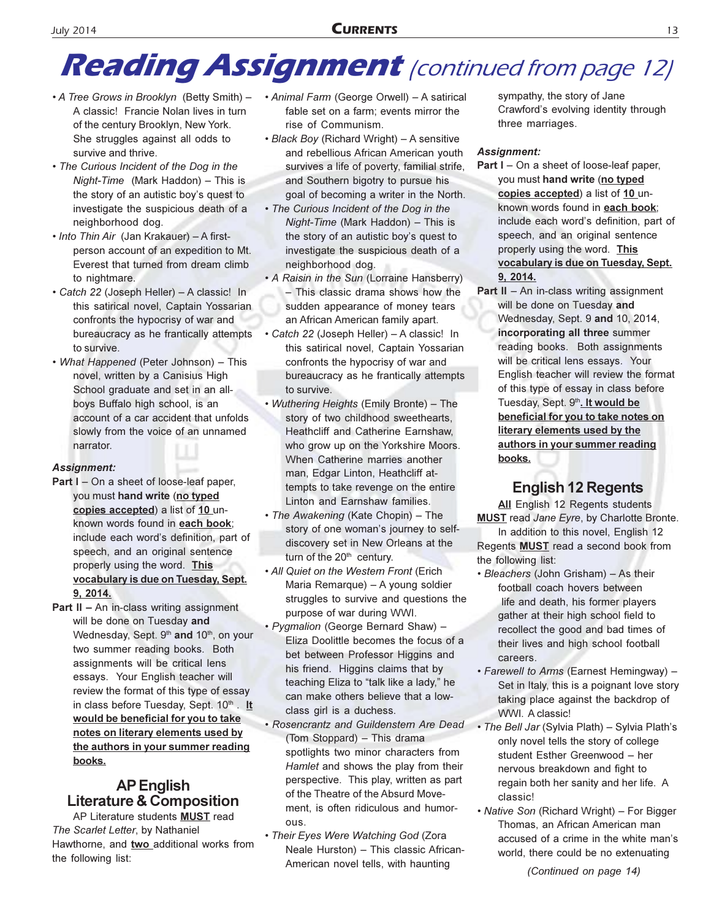# Reading Assignment *(continued from page 12)*

- *A Tree Grows in Brooklyn* (Betty Smith) – A classic! Francie Nolan lives in turn of the century Brooklyn, New York. She struggles against all odds to survive and thrive.
- *The Curious Incident of the Dog in the Night-Time* (Mark Haddon) – This is the story of an autistic boy's quest to investigate the suspicious death of a neighborhood dog.
- *Into Thin Air* (Jan Krakauer) – A first-person account of an expedition to Mt. Everest that turned from dream climb to nightmare.
- *Catch 22* (Joseph Heller) – A classic! In this satirical novel, Captain Yossarian confronts the hypocrisy of war and bureaucracy as he frantically attempts to survive.
- *What Happened* (Peter Johnson) – This novel, written by a Canisius High School graduate and set in an all-boys Buffalo high school, is an account of a car accident that unfolds slowly from the voice of an unnamed narrator.

***Assignment:***

**Part I** – On a sheet of loose-leaf paper, you must **hand write** (**<u>no typed copies accepted</u>**) a list of **<u>10</u>** unknown words found in **<u>each book</u>**; include each word's definition, part of speech, and an original sentence properly using the word. **<u>This vocabulary is due on Tuesday, Sept. 9, 2014.</u>**

**Part II –** An in-class writing assignment will be done on Tuesday **and** Wednesday, Sept. 9th **and** 10th, on your two summer reading books. Both assignments will be critical lens essays. Your English teacher will review the format of this type of essay in class before Tuesday, Sept. 10th . **<u>It would be beneficial for you to take notes on literary elements used by the authors in your summer reading books.</u>**

## AP English Literature & Composition

AP Literature students **<u>MUST</u>** read *The Scarlet Letter*, by Nathaniel Hawthorne, and **<u>two</u>** additional works from the following list:

- *Animal Farm* (George Orwell) – A satirical fable set on a farm; events mirror the rise of Communism.
- *Black Boy* (Richard Wright) – A sensitive and rebellious African American youth survives a life of poverty, familial strife, and Southern bigotry to pursue his goal of becoming a writer in the North.
- *The Curious Incident of the Dog in the Night-Time* (Mark Haddon) – This is the story of an autistic boy's quest to investigate the suspicious death of a neighborhood dog.
- *A Raisin in the Sun* (Lorraine Hansberry) – This classic drama shows how the sudden appearance of money tears an African American family apart.
- *Catch 22* (Joseph Heller) – A classic! In this satirical novel, Captain Yossarian confronts the hypocrisy of war and bureaucracy as he frantically attempts to survive.
- *Wuthering Heights* (Emily Bronte) – The story of two childhood sweethearts, Heathcliff and Catherine Earnshaw, who grow up on the Yorkshire Moors. When Catherine marries another man, Edgar Linton, Heathcliff attempts to take revenge on the entire Linton and Earnshaw families.
- *The Awakening* (Kate Chopin) – The story of one woman's journey to self-discovery set in New Orleans at the turn of the 20th century.
- *All Quiet on the Western Front* (Erich Maria Remarque) – A young soldier struggles to survive and questions the purpose of war during WWI.
- *Pygmalion* (George Bernard Shaw) – Eliza Doolittle becomes the focus of a bet between Professor Higgins and his friend. Higgins claims that by teaching Eliza to "talk like a lady," he can make others believe that a low-class girl is a duchess.
- *Rosencrantz and Guildenstern Are Dead* (Tom Stoppard) – This drama spotlights two minor characters from *Hamlet* and shows the play from their perspective. This play, written as part of the Theatre of the Absurd Movement, is often ridiculous and humorous.
- *Their Eyes Were Watching God* (Zora Neale Hurston) – This classic African-American novel tells, with haunting sympathy, the story of Jane Crawford's evolving identity through three marriages.

***Assignment:***

**Part I** – On a sheet of loose-leaf paper, you must **hand write** (**<u>no typed copies accepted</u>**) a list of **<u>10</u>** unknown words found in **<u>each book</u>**; include each word's definition, part of speech, and an original sentence properly using the word. **<u>This vocabulary is due on Tuesday, Sept. 9, 2014.</u>**

**Part II** – An in-class writing assignment will be done on Tuesday **and** Wednesday, Sept. 9 **and** 10, 2014, **incorporating all three** summer reading books. Both assignments will be critical lens essays. Your English teacher will review the format of this type of essay in class before Tuesday, Sept. 9th. **<u>It would be beneficial for you to take notes on literary elements used by the authors in your summer reading books.</u>**

## English 12 Regents

**<u>All</u>** English 12 Regents students **<u>MUST</u>** read *Jane Eyre*, by Charlotte Bronte.

In addition to this novel, English 12 Regents **<u>MUST</u>** read a second book from the following list:

- *Bleachers* (John Grisham) – As their football coach hovers between life and death, his former players gather at their high school field to recollect the good and bad times of their lives and high school football careers.
- *Farewell to Arms* (Earnest Hemingway) – Set in Italy, this is a poignant love story taking place against the backdrop of WWI. A classic!
- *The Bell Jar* (Sylvia Plath) – Sylvia Plath's only novel tells the story of college student Esther Greenwood – her nervous breakdown and fight to regain both her sanity and her life. A classic!
- *Native Son* (Richard Wright) – For Bigger Thomas, an African American man accused of a crime in the white man's world, there could be no extenuating

*(Continued on page 14)*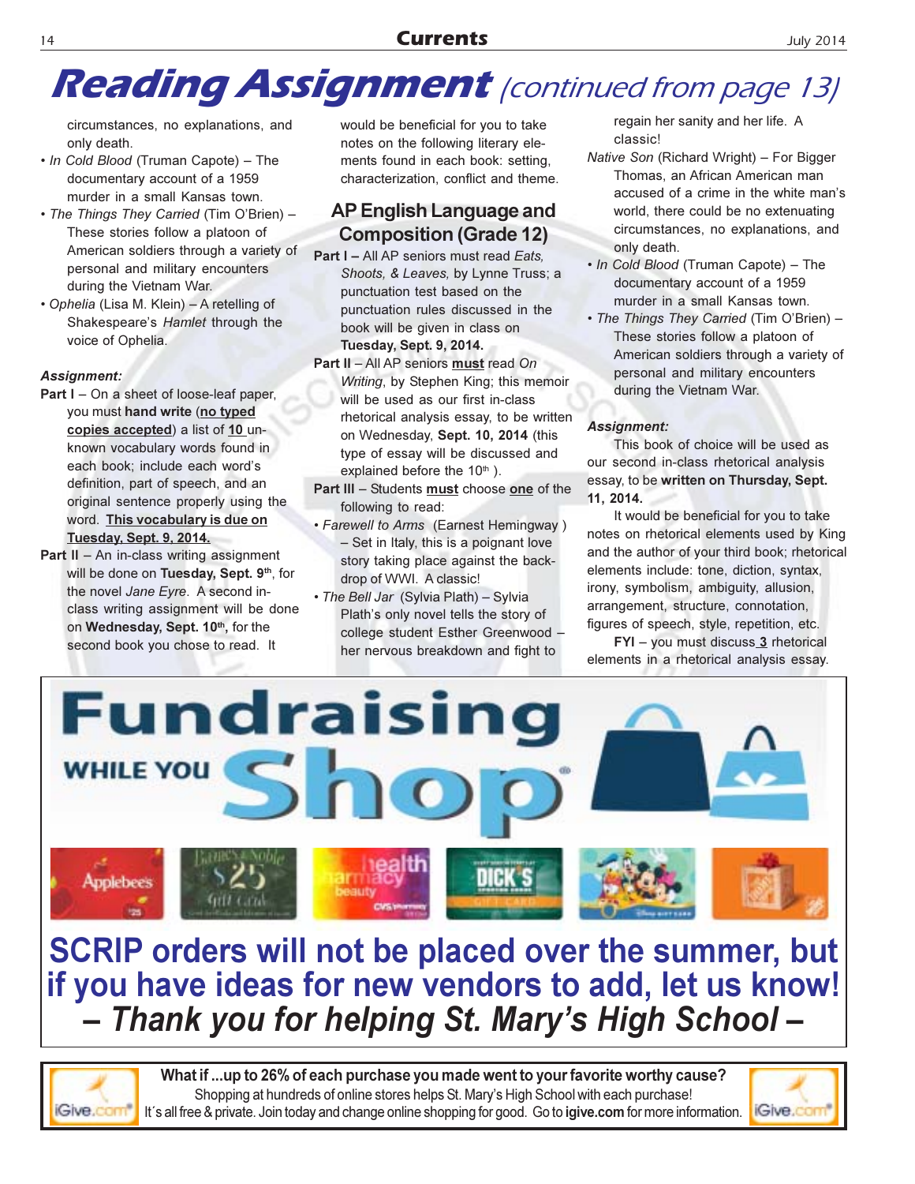# Reading Assignment *(continued from page 13)*

circumstances, no explanations, and only death.

- *In Cold Blood* (Truman Capote) – The documentary account of a 1959 murder in a small Kansas town.
- *The Things They Carried* (Tim O'Brien) – These stories follow a platoon of American soldiers through a variety of personal and military encounters during the Vietnam War.
- *Ophelia* (Lisa M. Klein) – A retelling of Shakespeare's *Hamlet* through the voice of Ophelia.

***Assignment:***

**Part I** – On a sheet of loose-leaf paper, you must **hand write** (**no typed copies accepted**) a list of **10** unknown vocabulary words found in each book; include each word's definition, part of speech, and an original sentence properly using the word. **This vocabulary is due on Tuesday, Sept. 9, 2014.**

**Part II** – An in-class writing assignment will be done on **Tuesday, Sept. 9th**, for the novel *Jane Eyre*. A second in-class writing assignment will be done on **Wednesday, Sept. 10th,** for the second book you chose to read. It would be beneficial for you to take notes on the following literary elements found in each book: setting, characterization, conflict and theme.

## AP English Language and Composition (Grade 12)

**Part I** – All AP seniors must read *Eats, Shoots, & Leaves,* by Lynne Truss; a punctuation test based on the punctuation rules discussed in the book will be given in class on **Tuesday, Sept. 9, 2014.**

**Part II** – All AP seniors **must** read *On Writing*, by Stephen King; this memoir will be used as our first in-class rhetorical analysis essay, to be written on Wednesday, **Sept. 10, 2014** (this type of essay will be discussed and explained before the 10th ).

**Part III** – Students **must** choose **one** of the following to read:

- *Farewell to Arms* (Earnest Hemingway ) – Set in Italy, this is a poignant love story taking place against the backdrop of WWI. A classic!
- *The Bell Jar* (Sylvia Plath) – Sylvia Plath's only novel tells the story of college student Esther Greenwood – her nervous breakdown and fight to regain her sanity and her life. A classic!
- *Native Son* (Richard Wright) – For Bigger Thomas, an African American man accused of a crime in the white man's world, there could be no extenuating circumstances, no explanations, and only death.
- *In Cold Blood* (Truman Capote) – The documentary account of a 1959 murder in a small Kansas town.
- *The Things They Carried* (Tim O'Brien) – These stories follow a platoon of American soldiers through a variety of personal and military encounters during the Vietnam War.

***Assignment:***

This book of choice will be used as our second in-class rhetorical analysis essay, to be **written on Thursday, Sept. 11, 2014.**

It would be beneficial for you to take notes on rhetorical elements used by King and the author of your third book; rhetorical elements include: tone, diction, syntax, irony, symbolism, ambiguity, allusion, arrangement, structure, connotation, figures of speech, style, repetition, etc.

**FYI** – you must discuss **3** rhetorical elements in a rhetorical analysis essay.

---

# Fundraising WHILE YOU Shop®

**SCRIP orders will not be placed over the summer, but if you have ideas for new vendors to add, let us know!**

***– Thank you for helping St. Mary's High School –***

---

**What if ...up to 26% of each purchase you made went to your favorite worthy cause?**

Shopping at hundreds of online stores helps St. Mary's High School with each purchase!

It's all free & private. Join today and change online shopping for good. Go to **igive.com** for more information.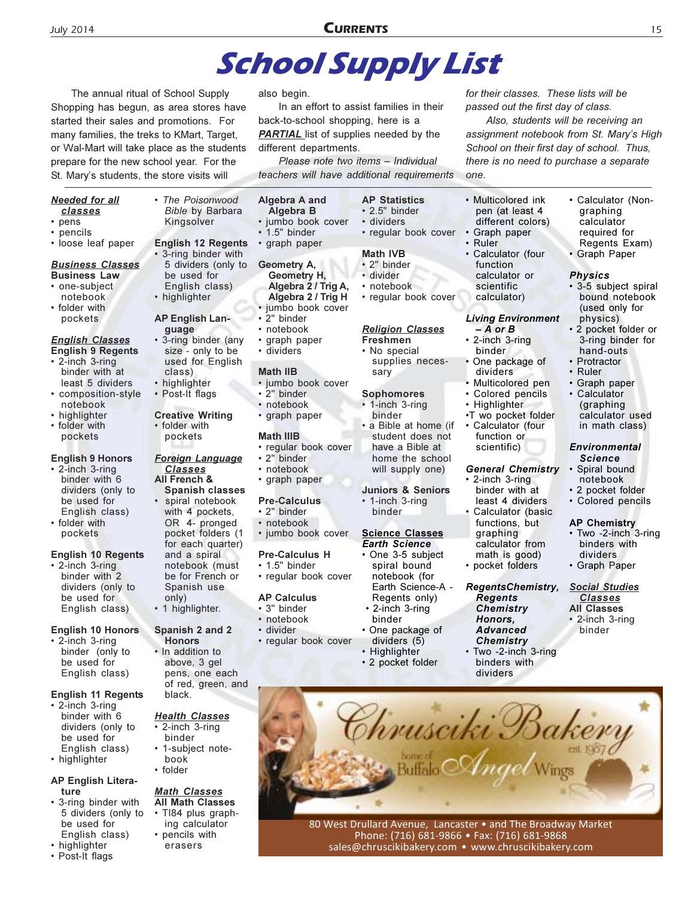# School Supply List

The annual ritual of School Supply Shopping has begun, as area stores have started their sales and promotions. For many families, the treks to KMart, Target, or Wal-Mart will take place as the students prepare for the new school year. For the St. Mary's students, the store visits will also begin.

In an effort to assist families in their back-to-school shopping, here is a ***PARTIAL*** list of supplies needed by the different departments.

*Please note two items – Individual teachers will have additional requirements for their classes. These lists will be passed out the first day of class.*

*Also, students will be receiving an assignment notebook from St. Mary's High School on their first day of school. Thus, there is no need to purchase a separate one.*

***Needed for all classes***
- pens
- pencils
- loose leaf paper

***Business Classes***

**Business Law**
- one-subject notebook
- folder with pockets

***English Classes***

**English 9 Regents**
- 2-inch 3-ring binder with at least 5 dividers
- composition-style notebook
- highlighter
- folder with pockets

**English 9 Honors**
- 2-inch 3-ring binder with 6 dividers (only to be used for English class)
- folder with pockets

**English 10 Regents**
- 2-inch 3-ring binder with 2 dividers (only to be used for English class)

**English 10 Honors**
- 2-inch 3-ring binder (only to be used for English class)

**English 11 Regents**
- 2-inch 3-ring binder with 6 dividers (only to be used for English class)
- highlighter

**AP English Literature**
- 3-ring binder with 5 dividers (only to be used for English class)
- highlighter
- Post-It flags
- *The Poisonwood Bible* by Barbara Kingsolver

**English 12 Regents**
- 3-ring binder with 5 dividers (only to be used for English class)
- highlighter

**AP English Language**
- 3-ring binder (any size - only to be used for English class)
- highlighter
- Post-It flags

**Creative Writing**
- folder with pockets

***Foreign Language Classes***

**All French & Spanish classes**
- spiral notebook with 4 pockets, OR 4- pronged pocket folders (1 for each quarter) and a spiral notebook (must be for French or Spanish use only)
- 1 highlighter.

**Spanish 2 and 2 Honors**
- In addition to above, 3 gel pens, one each of red, green, and black.

***Health Classes***
- 2-inch 3-ring binder
- 1-subject notebook
- folder

***Math Classes***

**All Math Classes**
- TI84 plus graphing calculator
- pencils with erasers

**Algebra A and Algebra B**
- jumbo book cover
- 1.5" binder
- graph paper

**Geometry A, Geometry H, Algebra 2 / Trig A, Algebra 2 / Trig H**
- jumbo book cover
- 2" binder
- notebook
- graph paper
- dividers

**Math IIB**
- jumbo book cover
- 2" binder
- notebook
- graph paper

**Math IIIB**
- regular book cover
- 2" binder
- notebook
- graph paper

**Pre-Calculus**
- 2" binder
- notebook
- jumbo book cover

**Pre-Calculus H**
- 1.5" binder
- regular book cover

**AP Calculus**
- 3" binder
- notebook
- divider
- regular book cover

**AP Statistics**
- 2.5" binder
- dividers
- regular book cover

**Math IVB**
- 2" binder
- divider
- notebook
- regular book cover

***Religion Classes***

**Freshmen**
- No special supplies necessary

**Sophomores**
- 1-inch 3-ring binder
- a Bible at home (if student does not have a Bible at home the school will supply one)

**Juniors & Seniors**
- 1-inch 3-ring binder

***Science Classes***

***Earth Science***
- One 3-5 subject spiral bound notebook (for Earth Science-A - Regents only)
- 2-inch 3-ring binder
- One package of dividers (5)
- Highlighter
- 2 pocket folder
- Multicolored ink pen (at least 4 different colors)
- Graph paper
- Ruler
- Calculator (four function calculator or scientific calculator)

***Living Environment – A or B***
- 2-inch 3-ring binder
- One package of dividers
- Multicolored pen
- Colored pencils
- Highlighter
- Two pocket folder
- Calculator (four function or scientific)

***General Chemistry***
- 2-inch 3-ring binder with at least 4 dividers
- Calculator (basic functions, but graphing calculator from math is good)
- pocket folders

***RegentsChemistry, Regents Chemistry Honors, Advanced Chemistry***
- Two -2-inch 3-ring binders with dividers
- Calculator (Non-graphing calculator required for Regents Exam)
- Graph Paper

***Physics***
- 3-5 subject spiral bound notebook (used only for physics)
- 2 pocket folder or 3-ring binder for hand-outs
- Protractor
- Ruler
- Graph paper
- Calculator (graphing calculator used in math class)

***Environmental Science***
- Spiral bound notebook
- 2 pocket folder
- Colored pencils

**AP Chemistry**
- Two -2-inch 3-ring binders with dividers
- Graph Paper

***Social Studies Classes***

**All Classes**
- 2-inch 3-ring binder

Chrusciki Bakery est. 1987 — home of Buffalo Angel Wings

80 West Drullard Avenue, Lancaster • and The Broadway Market
Phone: (716) 681-9866 • Fax: (716) 681-9868
sales@chruscikibakery.com • www.chruscikibakery.com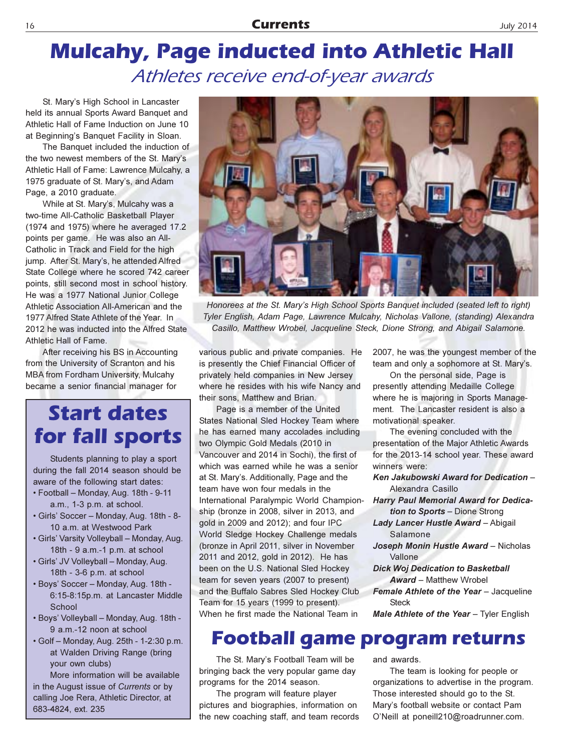# Mulcahy, Page inducted into Athletic Hall

## *Athletes receive end-of-year awards*

St. Mary's High School in Lancaster held its annual Sports Award Banquet and Athletic Hall of Fame Induction on June 10 at Beginning's Banquet Facility in Sloan.

The Banquet included the induction of the two newest members of the St. Mary's Athletic Hall of Fame: Lawrence Mulcahy, a 1975 graduate of St. Mary's, and Adam Page, a 2010 graduate.

While at St. Mary's, Mulcahy was a two-time All-Catholic Basketball Player (1974 and 1975) where he averaged 17.2 points per game. He was also an All-Catholic in Track and Field for the high jump. After St. Mary's, he attended Alfred State College where he scored 742 career points, still second most in school history. He was a 1977 National Junior College Athletic Association All-American and the 1977 Alfred State Athlete of the Year. In 2012 he was inducted into the Alfred State Athletic Hall of Fame.

After receiving his BS in Accounting from the University of Scranton and his MBA from Fordham University, Mulcahy became a senior financial manager for various public and private companies. He is presently the Chief Financial Officer of privately held companies in New Jersey where he resides with his wife Nancy and their sons, Matthew and Brian.

*Honorees at the St. Mary's High School Sports Banquet included (seated left to right) Tyler English, Adam Page, Lawrence Mulcahy, Nicholas Vallone, (standing) Alexandra Casillo, Matthew Wrobel, Jacqueline Steck, Dione Strong, and Abigail Salamone.*

Page is a member of the United States National Sled Hockey Team where he has earned many accolades including two Olympic Gold Medals (2010 in Vancouver and 2014 in Sochi), the first of which was earned while he was a senior at St. Mary's. Additionally, Page and the team have won four medals in the International Paralympic World Championship (bronze in 2008, silver in 2013, and gold in 2009 and 2012); and four IPC World Sledge Hockey Challenge medals (bronze in April 2011, silver in November 2011 and 2012, gold in 2012). He has been on the U.S. National Sled Hockey team for seven years (2007 to present) and the Buffalo Sabres Sled Hockey Club Team for 15 years (1999 to present). When he first made the National Team in 2007, he was the youngest member of the team and only a sophomore at St. Mary's.

On the personal side, Page is presently attending Medaille College where he is majoring in Sports Management. The Lancaster resident is also a motivational speaker.

The evening concluded with the presentation of the Major Athletic Awards for the 2013-14 school year. These award winners were:

***Ken Jakubowski Award for Dedication*** – Alexandra Casillo

***Harry Paul Memorial Award for Dedication to Sports*** – Dione Strong

***Lady Lancer Hustle Award*** – Abigail Salamone

***Joseph Monin Hustle Award*** – Nicholas Vallone

***Dick Woj Dedication to Basketball Award*** – Matthew Wrobel

***Female Athlete of the Year*** – Jacqueline Steck

***Male Athlete of the Year*** – Tyler English

# Start dates for fall sports

Students planning to play a sport during the fall 2014 season should be aware of the following start dates:

- Football – Monday, Aug. 18th - 9-11 a.m., 1-3 p.m. at school.
- Girls' Soccer – Monday, Aug. 18th - 8-10 a.m. at Westwood Park
- Girls' Varsity Volleyball – Monday, Aug. 18th - 9 a.m.-1 p.m. at school
- Girls' JV Volleyball – Monday, Aug. 18th - 3-6 p.m. at school
- Boys' Soccer – Monday, Aug. 18th - 6:15-8:15p.m. at Lancaster Middle School
- Boys' Volleyball – Monday, Aug. 18th - 9 a.m.-12 noon at school
- Golf – Monday, Aug. 25th - 1-2:30 p.m. at Walden Driving Range (bring your own clubs)

More information will be available in the August issue of *Currents* or by calling Joe Rera, Athletic Director, at 683-4824, ext. 235

# Football game program returns

The St. Mary's Football Team will be bringing back the very popular game day programs for the 2014 season.

The program will feature player pictures and biographies, information on the new coaching staff, and team records and awards.

The team is looking for people or organizations to advertise in the program. Those interested should go to the St. Mary's football website or contact Pam O'Neill at poneill210@roadrunner.com.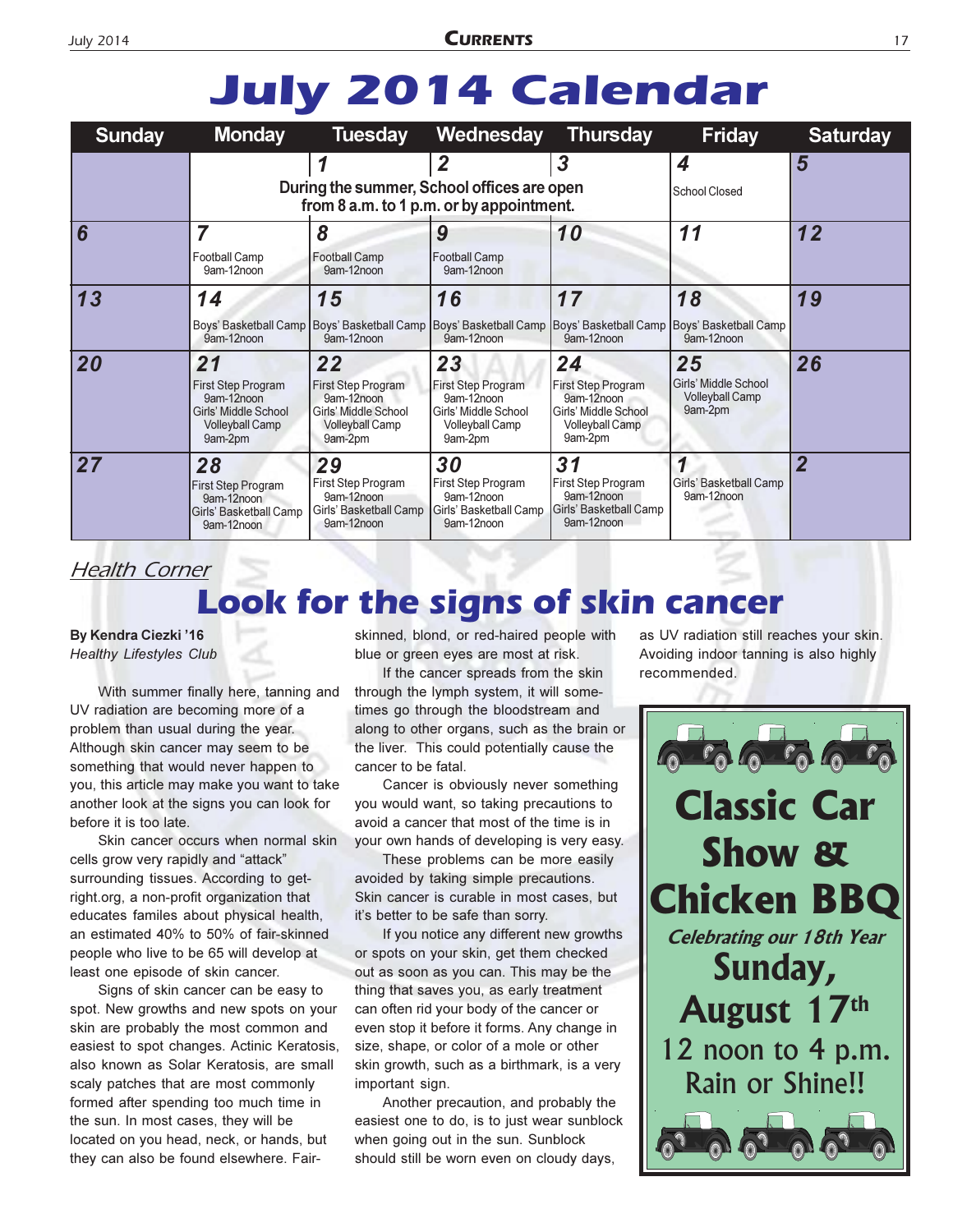# July 2014 Calendar

| Sunday | Monday | Tuesday | Wednesday | Thursday | Friday | Saturday |
|---|---|---|---|---|---|---|
| | | 1 During the summer, School offices are open from 8 a.m. to 1 p.m. or by appointment. | 2 | 3 | 4 School Closed | 5 |
| 6 | 7 Football Camp 9am-12noon | 8 Football Camp 9am-12noon | 9 Football Camp 9am-12noon | 10 | 11 | 12 |
| 13 | 14 Boys' Basketball Camp 9am-12noon | 15 Boys' Basketball Camp 9am-12noon | 16 Boys' Basketball Camp 9am-12noon | 17 Boys' Basketball Camp 9am-12noon | 18 Boys' Basketball Camp 9am-12noon | 19 |
| 20 | 21 First Step Program 9am-12noon Girls' Middle School Volleyball Camp 9am-2pm | 22 First Step Program 9am-12noon Girls' Middle School Volleyball Camp 9am-2pm | 23 First Step Program 9am-12noon Girls' Middle School Volleyball Camp 9am-2pm | 24 First Step Program 9am-12noon Girls' Middle School Volleyball Camp 9am-2pm | 25 Girls' Middle School Volleyball Camp 9am-2pm | 26 |
| 27 | 28 First Step Program 9am-12noon Girls' Basketball Camp 9am-12noon | 29 First Step Program 9am-12noon Girls' Basketball Camp 9am-12noon | 30 First Step Program 9am-12noon Girls' Basketball Camp 9am-12noon | 31 First Step Program 9am-12noon Girls' Basketball Camp 9am-12noon | 1 Girls' Basketball Camp 9am-12noon | 2 |

*Health Corner*

## Look for the signs of skin cancer

**By Kendra Ciezki '16**
*Healthy Lifestyles Club*

With summer finally here, tanning and UV radiation are becoming more of a problem than usual during the year. Although skin cancer may seem to be something that would never happen to you, this article may make you want to take another look at the signs you can look for before it is too late.

Skin cancer occurs when normal skin cells grow very rapidly and "attack" surrounding tissues. According to get-right.org, a non-profit organization that educates familes about physical health, an estimated 40% to 50% of fair-skinned people who live to be 65 will develop at least one episode of skin cancer.

Signs of skin cancer can be easy to spot. New growths and new spots on your skin are probably the most common and easiest to spot changes. Actinic Keratosis, also known as Solar Keratosis, are small scaly patches that are most commonly formed after spending too much time in the sun. In most cases, they will be located on you head, neck, or hands, but they can also be found elsewhere. Fair-skinned, blond, or red-haired people with blue or green eyes are most at risk.

If the cancer spreads from the skin through the lymph system, it will sometimes go through the bloodstream and along to other organs, such as the brain or the liver. This could potentially cause the cancer to be fatal.

Cancer is obviously never something you would want, so taking precautions to avoid a cancer that most of the time is in your own hands of developing is very easy.

These problems can be more easily avoided by taking simple precautions. Skin cancer is curable in most cases, but it's better to be safe than sorry.

If you notice any different new growths or spots on your skin, get them checked out as soon as you can. This may be the thing that saves you, as early treatment can often rid your body of the cancer or even stop it before it forms. Any change in size, shape, or color of a mole or other skin growth, such as a birthmark, is a very important sign.

Another precaution, and probably the easiest one to do, is to just wear sunblock when going out in the sun. Sunblock should still be worn even on cloudy days, as UV radiation still reaches your skin. Avoiding indoor tanning is also highly recommended.

**Classic Car Show & Chicken BBQ**

*Celebrating our 18th Year*

**Sunday, August 17th**

12 noon to 4 p.m.

Rain or Shine!!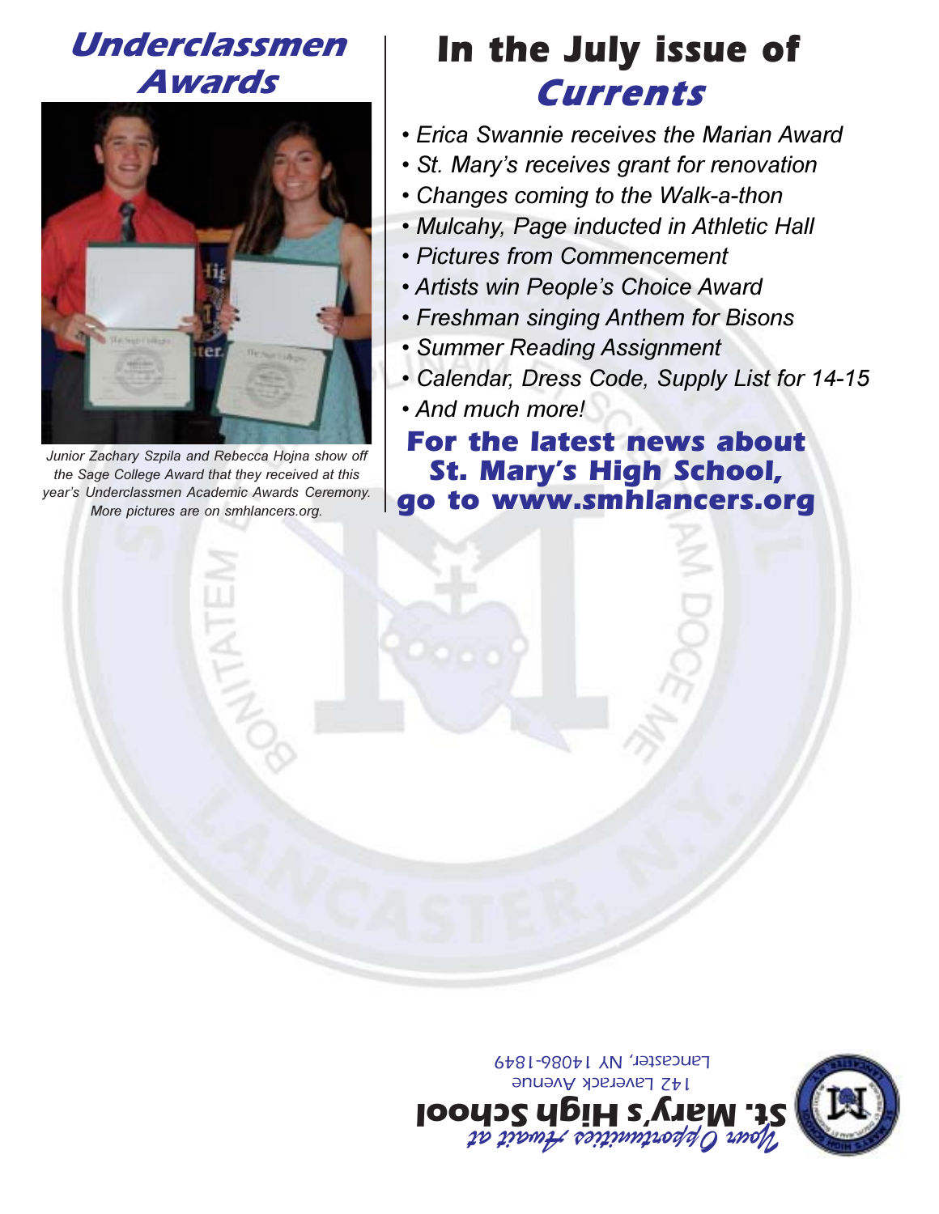## Underclassmen Awards

Junior Zachary Szpila and Rebecca Hojna show off the Sage College Award that they received at this year's Underclassmen Academic Awards Ceremony. More pictures are on smhlancers.org.

## In the July issue of *Currents*

- *Erica Swannie receives the Marian Award*
- *St. Mary's receives grant for renovation*
- *Changes coming to the Walk-a-thon*
- *Mulcahy, Page inducted in Athletic Hall*
- *Pictures from Commencement*
- *Artists win People's Choice Award*
- *Freshman singing Anthem for Bisons*
- *Summer Reading Assignment*
- *Calendar, Dress Code, Supply List for 14-15*
- *And much more!*

**For the latest news about St. Mary's High School, go to www.smhlancers.org**

*Your Opportunities Await at*
**St. Mary's High School**
142 Laverack Avenue
Lancaster, NY 14086-1849